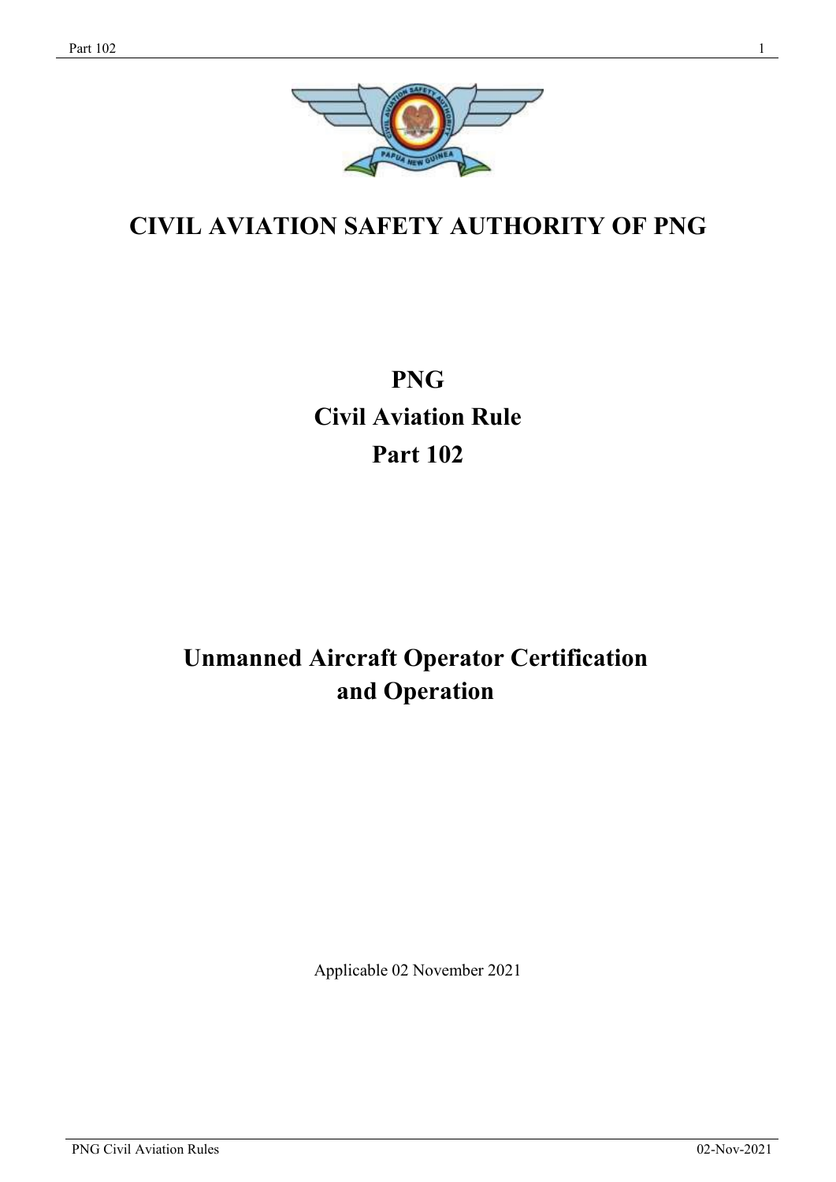# CIVIL AVIATION SAFETY AUTHORITY OF PNG

# PNG
# Civil Aviation Rule
# Part 102

# Unmanned Aircraft Operator Certification and Operation

Applicable 02 November 2021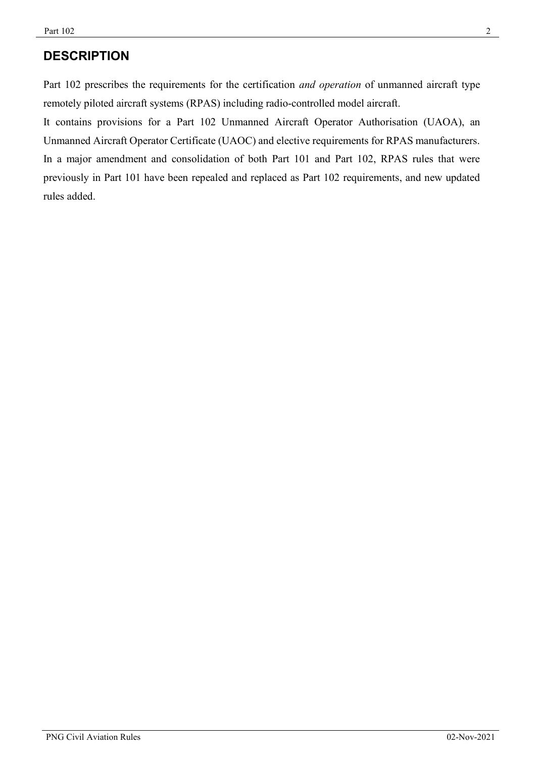## DESCRIPTION

Part 102 prescribes the requirements for the certification *and operation* of unmanned aircraft type remotely piloted aircraft systems (RPAS) including radio-controlled model aircraft.

It contains provisions for a Part 102 Unmanned Aircraft Operator Authorisation (UAOA), an Unmanned Aircraft Operator Certificate (UAOC) and elective requirements for RPAS manufacturers.

In a major amendment and consolidation of both Part 101 and Part 102, RPAS rules that were previously in Part 101 have been repealed and replaced as Part 102 requirements, and new updated rules added.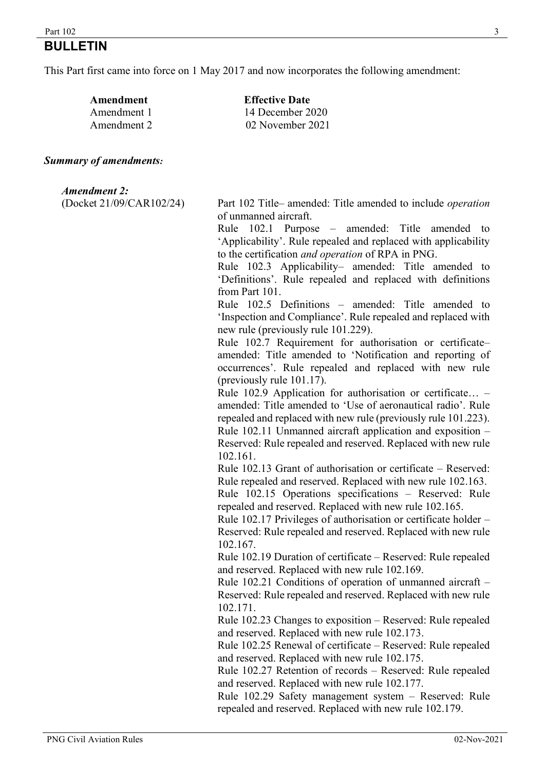# BULLETIN

This Part first came into force on 1 May 2017 and now incorporates the following amendment:

| Amendment | Effective Date |
|---|---|
| Amendment 1 | 14 December 2020 |
| Amendment 2 | 02 November 2021 |

***Summary of amendments:***

***Amendment 2:***
(Docket 21/09/CAR102/24)

Part 102 Title– amended: Title amended to include *operation* of unmanned aircraft.

Rule 102.1 Purpose – amended: Title amended to 'Applicability'. Rule repealed and replaced with applicability to the certification *and operation* of RPA in PNG.

Rule 102.3 Applicability– amended: Title amended to 'Definitions'. Rule repealed and replaced with definitions from Part 101.

Rule 102.5 Definitions – amended: Title amended to 'Inspection and Compliance'. Rule repealed and replaced with new rule (previously rule 101.229).

Rule 102.7 Requirement for authorisation or certificate– amended: Title amended to 'Notification and reporting of occurrences'. Rule repealed and replaced with new rule (previously rule 101.17).

Rule 102.9 Application for authorisation or certificate… – amended: Title amended to 'Use of aeronautical radio'. Rule repealed and replaced with new rule (previously rule 101.223).

Rule 102.11 Unmanned aircraft application and exposition – Reserved: Rule repealed and reserved. Replaced with new rule 102.161.

Rule 102.13 Grant of authorisation or certificate – Reserved: Rule repealed and reserved. Replaced with new rule 102.163.

Rule 102.15 Operations specifications – Reserved: Rule repealed and reserved. Replaced with new rule 102.165.

Rule 102.17 Privileges of authorisation or certificate holder – Reserved: Rule repealed and reserved. Replaced with new rule 102.167.

Rule 102.19 Duration of certificate – Reserved: Rule repealed and reserved. Replaced with new rule 102.169.

Rule 102.21 Conditions of operation of unmanned aircraft – Reserved: Rule repealed and reserved. Replaced with new rule 102.171.

Rule 102.23 Changes to exposition – Reserved: Rule repealed and reserved. Replaced with new rule 102.173.

Rule 102.25 Renewal of certificate – Reserved: Rule repealed and reserved. Replaced with new rule 102.175.

Rule 102.27 Retention of records – Reserved: Rule repealed and reserved. Replaced with new rule 102.177.

Rule 102.29 Safety management system – Reserved: Rule repealed and reserved. Replaced with new rule 102.179.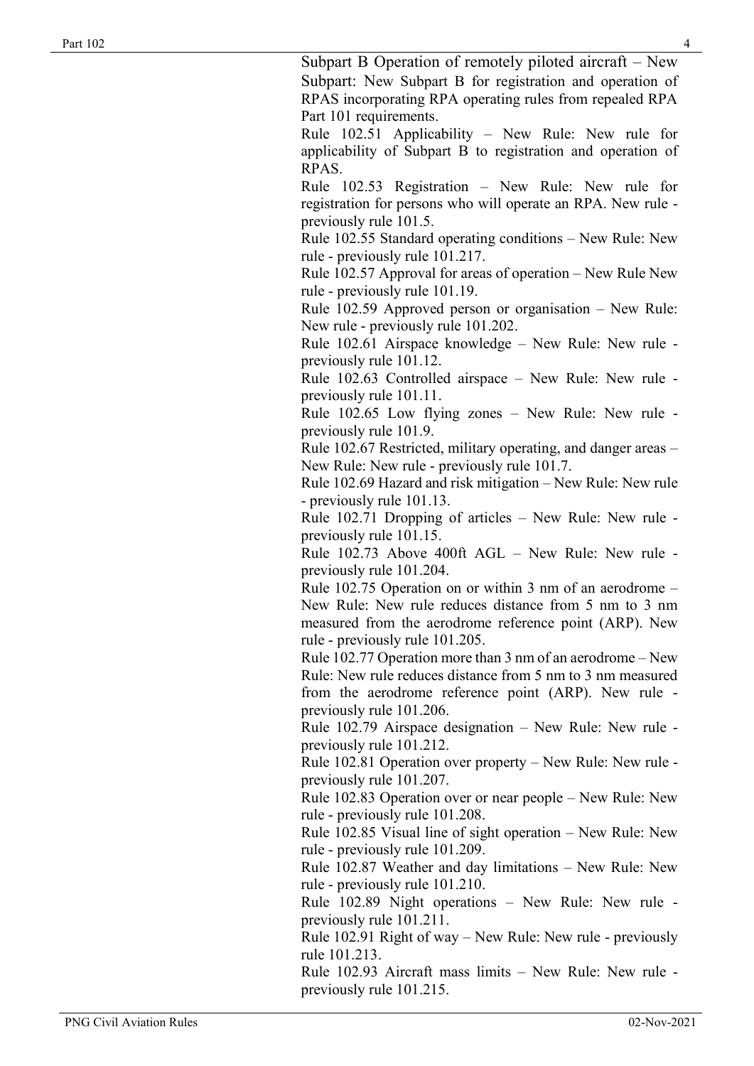Subpart B Operation of remotely piloted aircraft – New Subpart: New Subpart B for registration and operation of RPAS incorporating RPA operating rules from repealed RPA Part 101 requirements.

Rule 102.51 Applicability – New Rule: New rule for applicability of Subpart B to registration and operation of RPAS.

Rule 102.53 Registration – New Rule: New rule for registration for persons who will operate an RPA. New rule - previously rule 101.5.

Rule 102.55 Standard operating conditions – New Rule: New rule - previously rule 101.217.

Rule 102.57 Approval for areas of operation – New Rule New rule - previously rule 101.19.

Rule 102.59 Approved person or organisation – New Rule: New rule - previously rule 101.202.

Rule 102.61 Airspace knowledge – New Rule: New rule - previously rule 101.12.

Rule 102.63 Controlled airspace – New Rule: New rule - previously rule 101.11.

Rule 102.65 Low flying zones – New Rule: New rule - previously rule 101.9.

Rule 102.67 Restricted, military operating, and danger areas – New Rule: New rule - previously rule 101.7.

Rule 102.69 Hazard and risk mitigation – New Rule: New rule - previously rule 101.13.

Rule 102.71 Dropping of articles – New Rule: New rule - previously rule 101.15.

Rule 102.73 Above 400ft AGL – New Rule: New rule - previously rule 101.204.

Rule 102.75 Operation on or within 3 nm of an aerodrome – New Rule: New rule reduces distance from 5 nm to 3 nm measured from the aerodrome reference point (ARP). New rule - previously rule 101.205.

Rule 102.77 Operation more than 3 nm of an aerodrome – New Rule: New rule reduces distance from 5 nm to 3 nm measured from the aerodrome reference point (ARP). New rule - previously rule 101.206.

Rule 102.79 Airspace designation – New Rule: New rule - previously rule 101.212.

Rule 102.81 Operation over property – New Rule: New rule - previously rule 101.207.

Rule 102.83 Operation over or near people – New Rule: New rule - previously rule 101.208.

Rule 102.85 Visual line of sight operation – New Rule: New rule - previously rule 101.209.

Rule 102.87 Weather and day limitations – New Rule: New rule - previously rule 101.210.

Rule 102.89 Night operations – New Rule: New rule - previously rule 101.211.

Rule 102.91 Right of way – New Rule: New rule - previously rule 101.213.

Rule 102.93 Aircraft mass limits – New Rule: New rule - previously rule 101.215.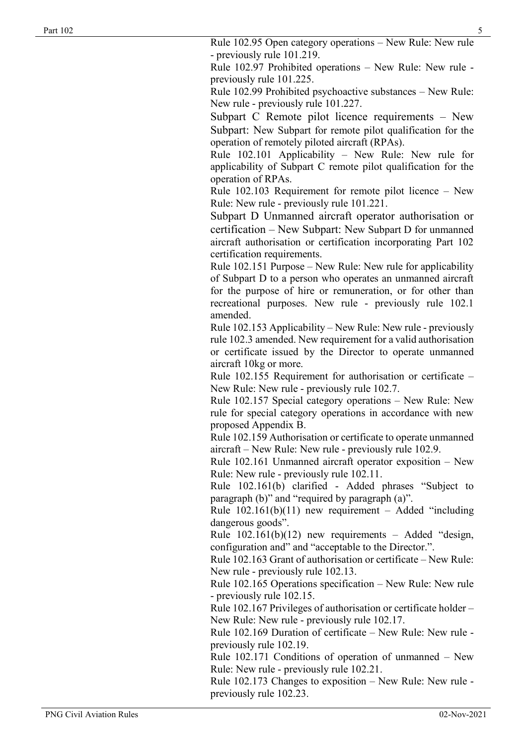Rule 102.95 Open category operations – New Rule: New rule - previously rule 101.219.

Rule 102.97 Prohibited operations – New Rule: New rule - previously rule 101.225.

Rule 102.99 Prohibited psychoactive substances – New Rule: New rule - previously rule 101.227.

Subpart C Remote pilot licence requirements – New Subpart: New Subpart for remote pilot qualification for the operation of remotely piloted aircraft (RPAs).

Rule 102.101 Applicability – New Rule: New rule for applicability of Subpart C remote pilot qualification for the operation of RPAs.

Rule 102.103 Requirement for remote pilot licence – New Rule: New rule - previously rule 101.221.

Subpart D Unmanned aircraft operator authorisation or certification – New Subpart: New Subpart D for unmanned aircraft authorisation or certification incorporating Part 102 certification requirements.

Rule 102.151 Purpose – New Rule: New rule for applicability of Subpart D to a person who operates an unmanned aircraft for the purpose of hire or remuneration, or for other than recreational purposes. New rule - previously rule 102.1 amended.

Rule 102.153 Applicability – New Rule: New rule - previously rule 102.3 amended. New requirement for a valid authorisation or certificate issued by the Director to operate unmanned aircraft 10kg or more.

Rule 102.155 Requirement for authorisation or certificate – New Rule: New rule - previously rule 102.7.

Rule 102.157 Special category operations – New Rule: New rule for special category operations in accordance with new proposed Appendix B.

Rule 102.159 Authorisation or certificate to operate unmanned aircraft – New Rule: New rule - previously rule 102.9.

Rule 102.161 Unmanned aircraft operator exposition – New Rule: New rule - previously rule 102.11.

Rule 102.161(b) clarified - Added phrases "Subject to paragraph (b)" and "required by paragraph (a)".

Rule 102.161(b)(11) new requirement – Added "including dangerous goods".

Rule 102.161(b)(12) new requirements – Added "design, configuration and" and "acceptable to the Director.".

Rule 102.163 Grant of authorisation or certificate – New Rule: New rule - previously rule 102.13.

Rule 102.165 Operations specification – New Rule: New rule - previously rule 102.15.

Rule 102.167 Privileges of authorisation or certificate holder – New Rule: New rule - previously rule 102.17.

Rule 102.169 Duration of certificate – New Rule: New rule - previously rule 102.19.

Rule 102.171 Conditions of operation of unmanned – New Rule: New rule - previously rule 102.21.

Rule 102.173 Changes to exposition – New Rule: New rule - previously rule 102.23.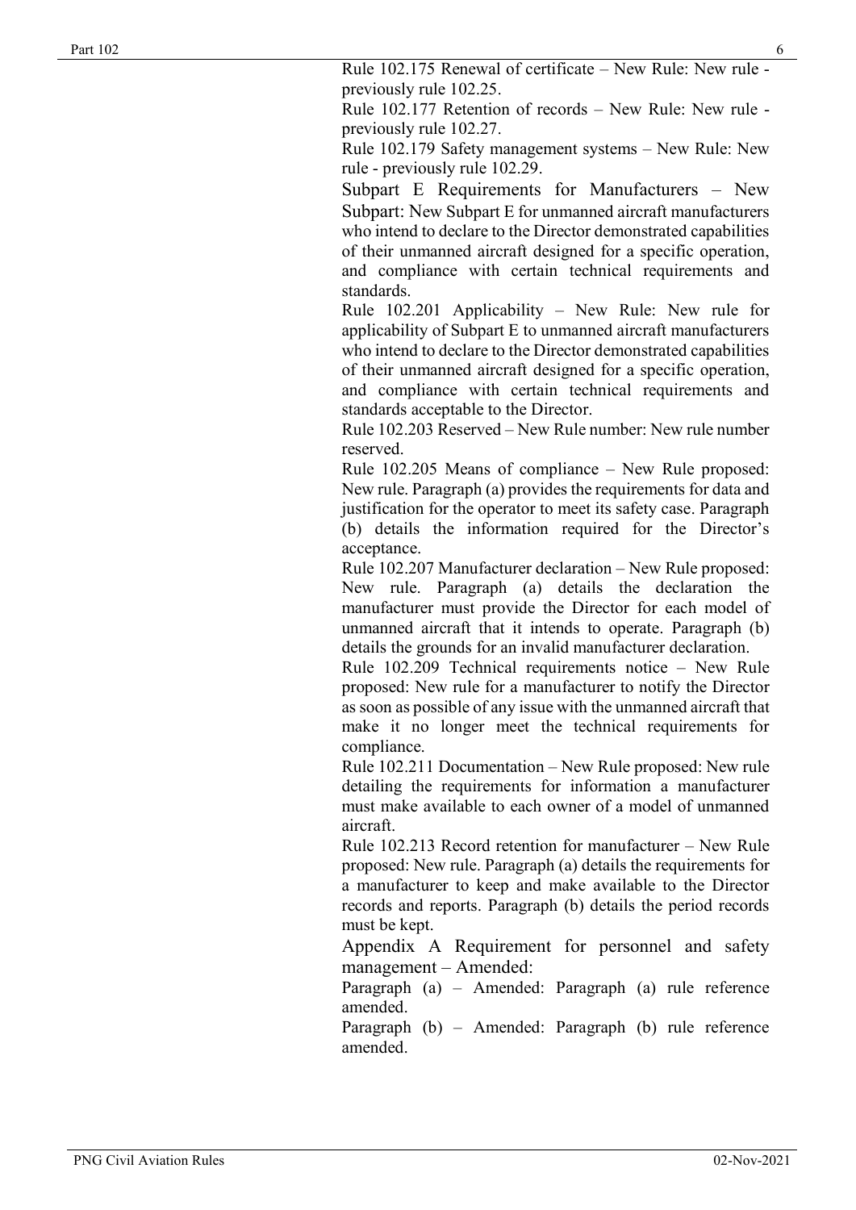Rule 102.175 Renewal of certificate – New Rule: New rule - previously rule 102.25.

Rule 102.177 Retention of records – New Rule: New rule - previously rule 102.27.

Rule 102.179 Safety management systems – New Rule: New rule - previously rule 102.29.

Subpart E Requirements for Manufacturers – New Subpart: New Subpart E for unmanned aircraft manufacturers who intend to declare to the Director demonstrated capabilities of their unmanned aircraft designed for a specific operation, and compliance with certain technical requirements and standards.

Rule 102.201 Applicability – New Rule: New rule for applicability of Subpart E to unmanned aircraft manufacturers who intend to declare to the Director demonstrated capabilities of their unmanned aircraft designed for a specific operation, and compliance with certain technical requirements and standards acceptable to the Director.

Rule 102.203 Reserved – New Rule number: New rule number reserved.

Rule 102.205 Means of compliance – New Rule proposed: New rule. Paragraph (a) provides the requirements for data and justification for the operator to meet its safety case. Paragraph (b) details the information required for the Director's acceptance.

Rule 102.207 Manufacturer declaration – New Rule proposed: New rule. Paragraph (a) details the declaration the manufacturer must provide the Director for each model of unmanned aircraft that it intends to operate. Paragraph (b) details the grounds for an invalid manufacturer declaration.

Rule 102.209 Technical requirements notice – New Rule proposed: New rule for a manufacturer to notify the Director as soon as possible of any issue with the unmanned aircraft that make it no longer meet the technical requirements for compliance.

Rule 102.211 Documentation – New Rule proposed: New rule detailing the requirements for information a manufacturer must make available to each owner of a model of unmanned aircraft.

Rule 102.213 Record retention for manufacturer – New Rule proposed: New rule. Paragraph (a) details the requirements for a manufacturer to keep and make available to the Director records and reports. Paragraph (b) details the period records must be kept.

Appendix A Requirement for personnel and safety management – Amended:

Paragraph (a) – Amended: Paragraph (a) rule reference amended.

Paragraph (b) – Amended: Paragraph (b) rule reference amended.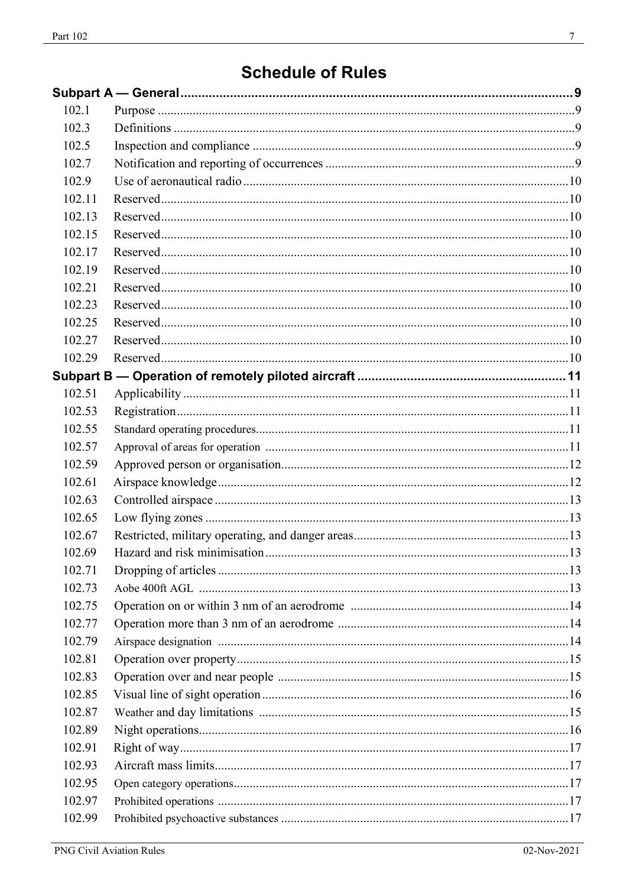# Schedule of Rules

| | | |
|---|---|---|
| **Subpart A — General** | | **9** |
| 102.1 | Purpose | 9 |
| 102.3 | Definitions | 9 |
| 102.5 | Inspection and compliance | 9 |
| 102.7 | Notification and reporting of occurrences | 9 |
| 102.9 | Use of aeronautical radio | 10 |
| 102.11 | Reserved | 10 |
| 102.13 | Reserved | 10 |
| 102.15 | Reserved | 10 |
| 102.17 | Reserved | 10 |
| 102.19 | Reserved | 10 |
| 102.21 | Reserved | 10 |
| 102.23 | Reserved | 10 |
| 102.25 | Reserved | 10 |
| 102.27 | Reserved | 10 |
| 102.29 | Reserved | 10 |
| **Subpart B — Operation of remotely piloted aircraft** | | **11** |
| 102.51 | Applicability | 11 |
| 102.53 | Registration | 11 |
| 102.55 | Standard operating procedures | 11 |
| 102.57 | Approval of areas for operation | 11 |
| 102.59 | Approved person or organisation | 12 |
| 102.61 | Airspace knowledge | 12 |
| 102.63 | Controlled airspace | 13 |
| 102.65 | Low flying zones | 13 |
| 102.67 | Restricted, military operating, and danger areas | 13 |
| 102.69 | Hazard and risk minimisation | 13 |
| 102.71 | Dropping of articles | 13 |
| 102.73 | Aobe 400ft AGL | 13 |
| 102.75 | Operation on or within 3 nm of an aerodrome | 14 |
| 102.77 | Operation more than 3 nm of an aerodrome | 14 |
| 102.79 | Airspace designation | 14 |
| 102.81 | Operation over property | 15 |
| 102.83 | Operation over and near people | 15 |
| 102.85 | Visual line of sight operation | 16 |
| 102.87 | Weather and day limitations | 15 |
| 102.89 | Night operations | 16 |
| 102.91 | Right of way | 17 |
| 102.93 | Aircraft mass limits | 17 |
| 102.95 | Open category operations | 17 |
| 102.97 | Prohibited operations | 17 |
| 102.99 | Prohibited psychoactive substances | 17 |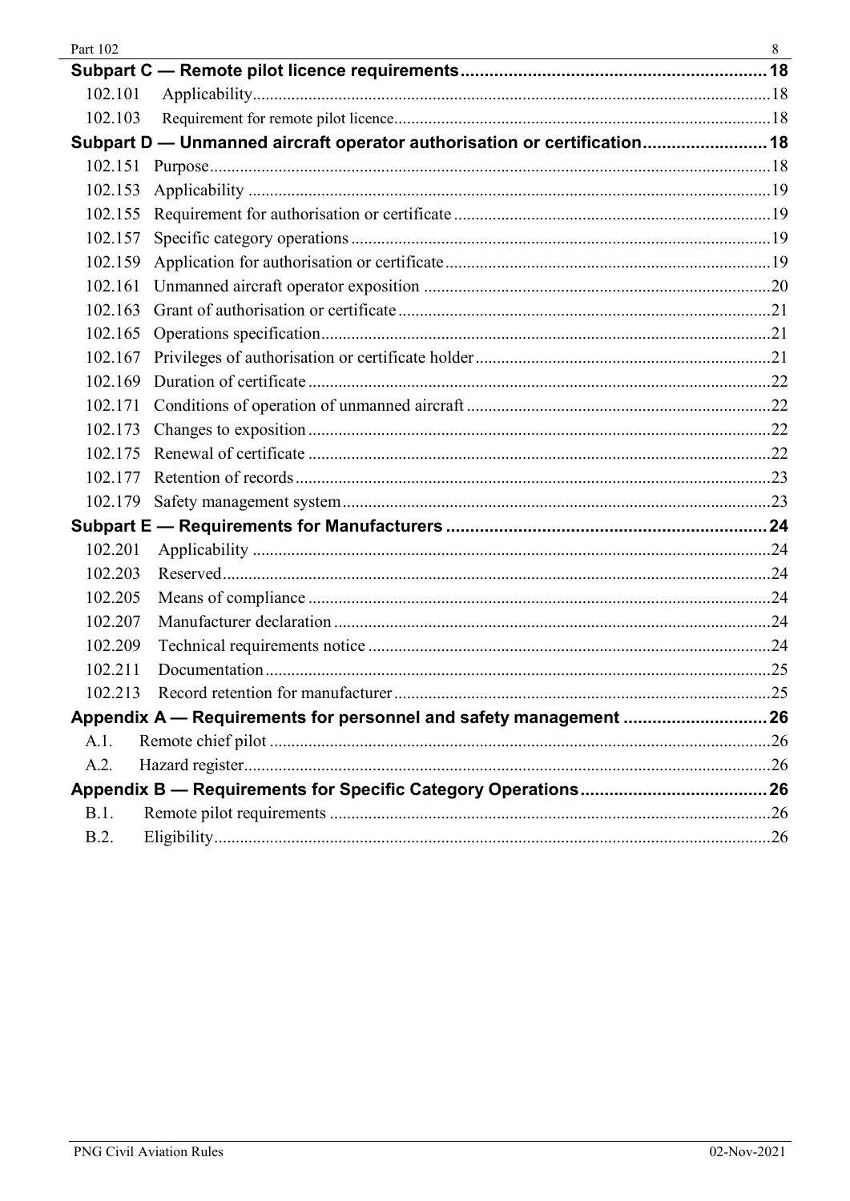**Subpart C — Remote pilot licence requirements** ..... 18

102.101 Applicability ..... 18
102.103 Requirement for remote pilot licence ..... 18

**Subpart D — Unmanned aircraft operator authorisation or certification** ..... 18

102.151 Purpose ..... 18
102.153 Applicability ..... 19
102.155 Requirement for authorisation or certificate ..... 19
102.157 Specific category operations ..... 19
102.159 Application for authorisation or certificate ..... 19
102.161 Unmanned aircraft operator exposition ..... 20
102.163 Grant of authorisation or certificate ..... 21
102.165 Operations specification ..... 21
102.167 Privileges of authorisation or certificate holder ..... 21
102.169 Duration of certificate ..... 22
102.171 Conditions of operation of unmanned aircraft ..... 22
102.173 Changes to exposition ..... 22
102.175 Renewal of certificate ..... 22
102.177 Retention of records ..... 23
102.179 Safety management system ..... 23

**Subpart E — Requirements for Manufacturers** ..... 24

102.201 Applicability ..... 24
102.203 Reserved ..... 24
102.205 Means of compliance ..... 24
102.207 Manufacturer declaration ..... 24
102.209 Technical requirements notice ..... 24
102.211 Documentation ..... 25
102.213 Record retention for manufacturer ..... 25

**Appendix A — Requirements for personnel and safety management** ..... 26

A.1. Remote chief pilot ..... 26
A.2. Hazard register ..... 26

**Appendix B — Requirements for Specific Category Operations** ..... 26

B.1. Remote pilot requirements ..... 26
B.2. Eligibility ..... 26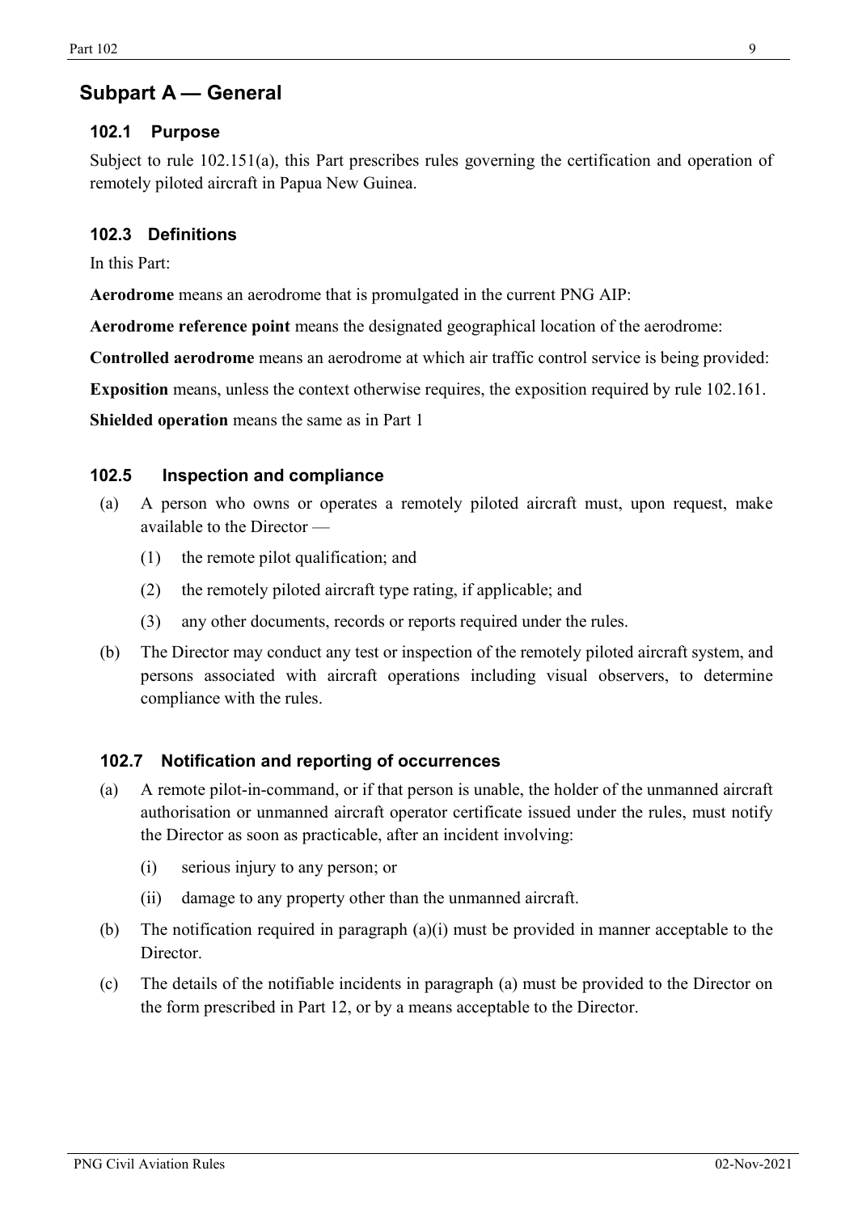## Subpart A — General

### 102.1 Purpose

Subject to rule 102.151(a), this Part prescribes rules governing the certification and operation of remotely piloted aircraft in Papua New Guinea.

### 102.3 Definitions

In this Part:

**Aerodrome** means an aerodrome that is promulgated in the current PNG AIP:

**Aerodrome reference point** means the designated geographical location of the aerodrome:

**Controlled aerodrome** means an aerodrome at which air traffic control service is being provided:

**Exposition** means, unless the context otherwise requires, the exposition required by rule 102.161.

**Shielded operation** means the same as in Part 1

### 102.5 Inspection and compliance

(a) A person who owns or operates a remotely piloted aircraft must, upon request, make available to the Director —

   (1) the remote pilot qualification; and

   (2) the remotely piloted aircraft type rating, if applicable; and

   (3) any other documents, records or reports required under the rules.

(b) The Director may conduct any test or inspection of the remotely piloted aircraft system, and persons associated with aircraft operations including visual observers, to determine compliance with the rules.

### 102.7 Notification and reporting of occurrences

(a) A remote pilot-in-command, or if that person is unable, the holder of the unmanned aircraft authorisation or unmanned aircraft operator certificate issued under the rules, must notify the Director as soon as practicable, after an incident involving:

   (i) serious injury to any person; or

   (ii) damage to any property other than the unmanned aircraft.

(b) The notification required in paragraph (a)(i) must be provided in manner acceptable to the Director.

(c) The details of the notifiable incidents in paragraph (a) must be provided to the Director on the form prescribed in Part 12, or by a means acceptable to the Director.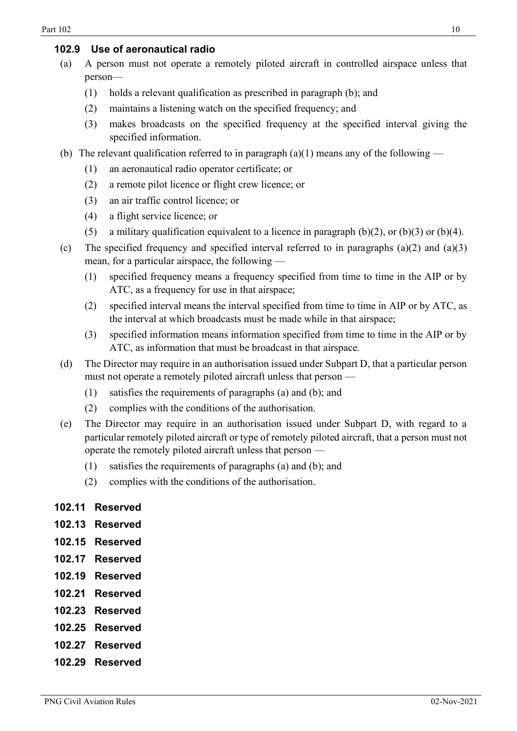### 102.9 Use of aeronautical radio

(a) A person must not operate a remotely piloted aircraft in controlled airspace unless that person—

 (1) holds a relevant qualification as prescribed in paragraph (b); and

 (2) maintains a listening watch on the specified frequency; and

 (3) makes broadcasts on the specified frequency at the specified interval giving the specified information.

(b) The relevant qualification referred to in paragraph (a)(1) means any of the following —

 (1) an aeronautical radio operator certificate; or

 (2) a remote pilot licence or flight crew licence; or

 (3) an air traffic control licence; or

 (4) a flight service licence; or

 (5) a military qualification equivalent to a licence in paragraph (b)(2), or (b)(3) or (b)(4).

(c) The specified frequency and specified interval referred to in paragraphs (a)(2) and (a)(3) mean, for a particular airspace, the following —

 (1) specified frequency means a frequency specified from time to time in the AIP or by ATC, as a frequency for use in that airspace;

 (2) specified interval means the interval specified from time to time in AIP or by ATC, as the interval at which broadcasts must be made while in that airspace;

 (3) specified information means information specified from time to time in the AIP or by ATC, as information that must be broadcast in that airspace.

(d) The Director may require in an authorisation issued under Subpart D, that a particular person must not operate a remotely piloted aircraft unless that person —

 (1) satisfies the requirements of paragraphs (a) and (b); and

 (2) complies with the conditions of the authorisation.

(e) The Director may require in an authorisation issued under Subpart D, with regard to a particular remotely piloted aircraft or type of remotely piloted aircraft, that a person must not operate the remotely piloted aircraft unless that person —

 (1) satisfies the requirements of paragraphs (a) and (b); and

 (2) complies with the conditions of the authorisation.

### 102.11 Reserved

### 102.13 Reserved

### 102.15 Reserved

### 102.17 Reserved

### 102.19 Reserved

### 102.21 Reserved

### 102.23 Reserved

### 102.25 Reserved

### 102.27 Reserved

### 102.29 Reserved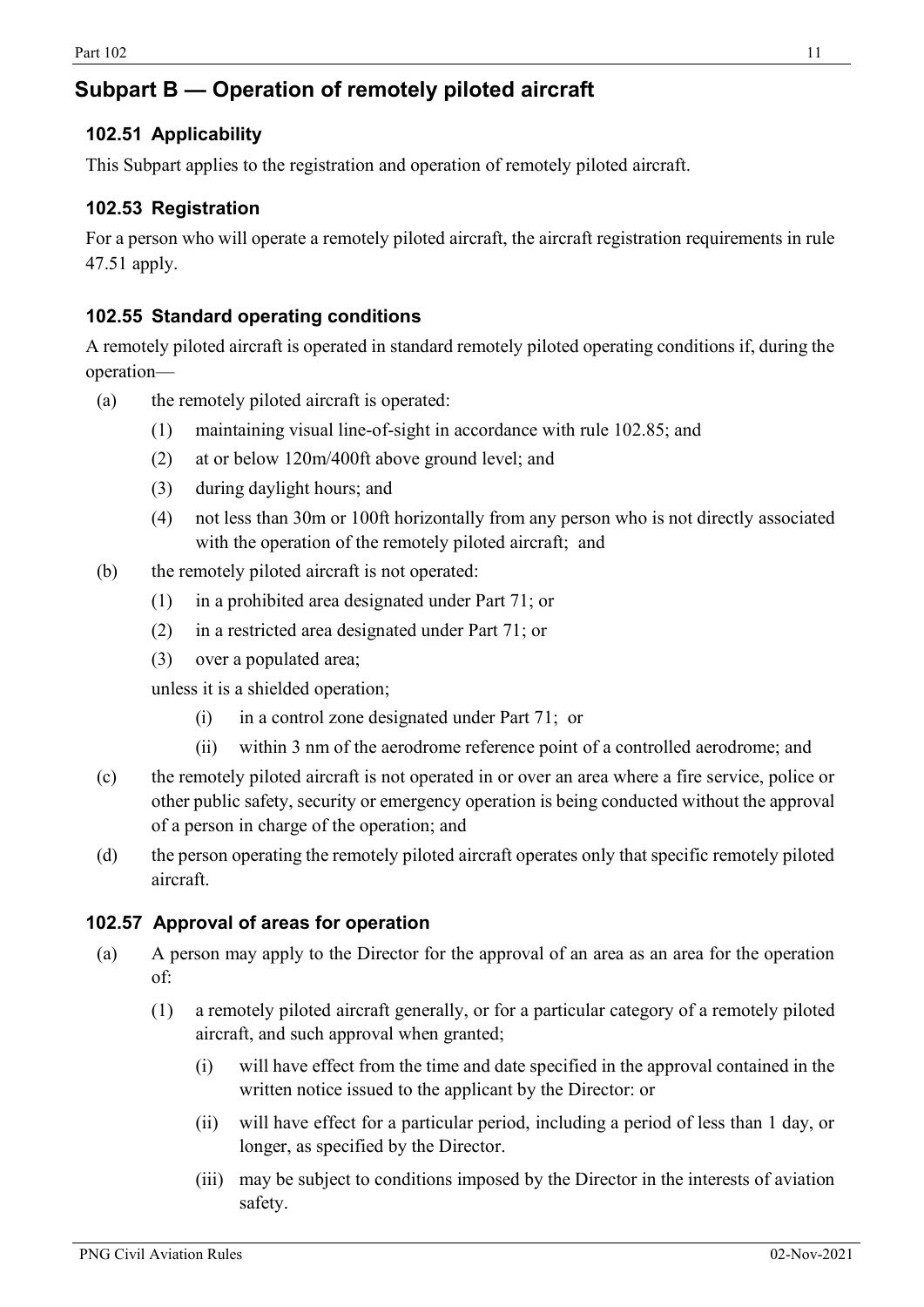## Subpart B — Operation of remotely piloted aircraft

### 102.51 Applicability

This Subpart applies to the registration and operation of remotely piloted aircraft.

### 102.53 Registration

For a person who will operate a remotely piloted aircraft, the aircraft registration requirements in rule 47.51 apply.

### 102.55 Standard operating conditions

A remotely piloted aircraft is operated in standard remotely piloted operating conditions if, during the operation—

(a) the remotely piloted aircraft is operated:

   (1) maintaining visual line-of-sight in accordance with rule 102.85; and

   (2) at or below 120m/400ft above ground level; and

   (3) during daylight hours; and

   (4) not less than 30m or 100ft horizontally from any person who is not directly associated with the operation of the remotely piloted aircraft; and

(b) the remotely piloted aircraft is not operated:

   (1) in a prohibited area designated under Part 71; or

   (2) in a restricted area designated under Part 71; or

   (3) over a populated area;

   unless it is a shielded operation;

      (i) in a control zone designated under Part 71; or

      (ii) within 3 nm of the aerodrome reference point of a controlled aerodrome; and

(c) the remotely piloted aircraft is not operated in or over an area where a fire service, police or other public safety, security or emergency operation is being conducted without the approval of a person in charge of the operation; and

(d) the person operating the remotely piloted aircraft operates only that specific remotely piloted aircraft.

### 102.57 Approval of areas for operation

(a) A person may apply to the Director for the approval of an area as an area for the operation of:

   (1) a remotely piloted aircraft generally, or for a particular category of a remotely piloted aircraft, and such approval when granted;

      (i) will have effect from the time and date specified in the approval contained in the written notice issued to the applicant by the Director: or

      (ii) will have effect for a particular period, including a period of less than 1 day, or longer, as specified by the Director.

      (iii) may be subject to conditions imposed by the Director in the interests of aviation safety.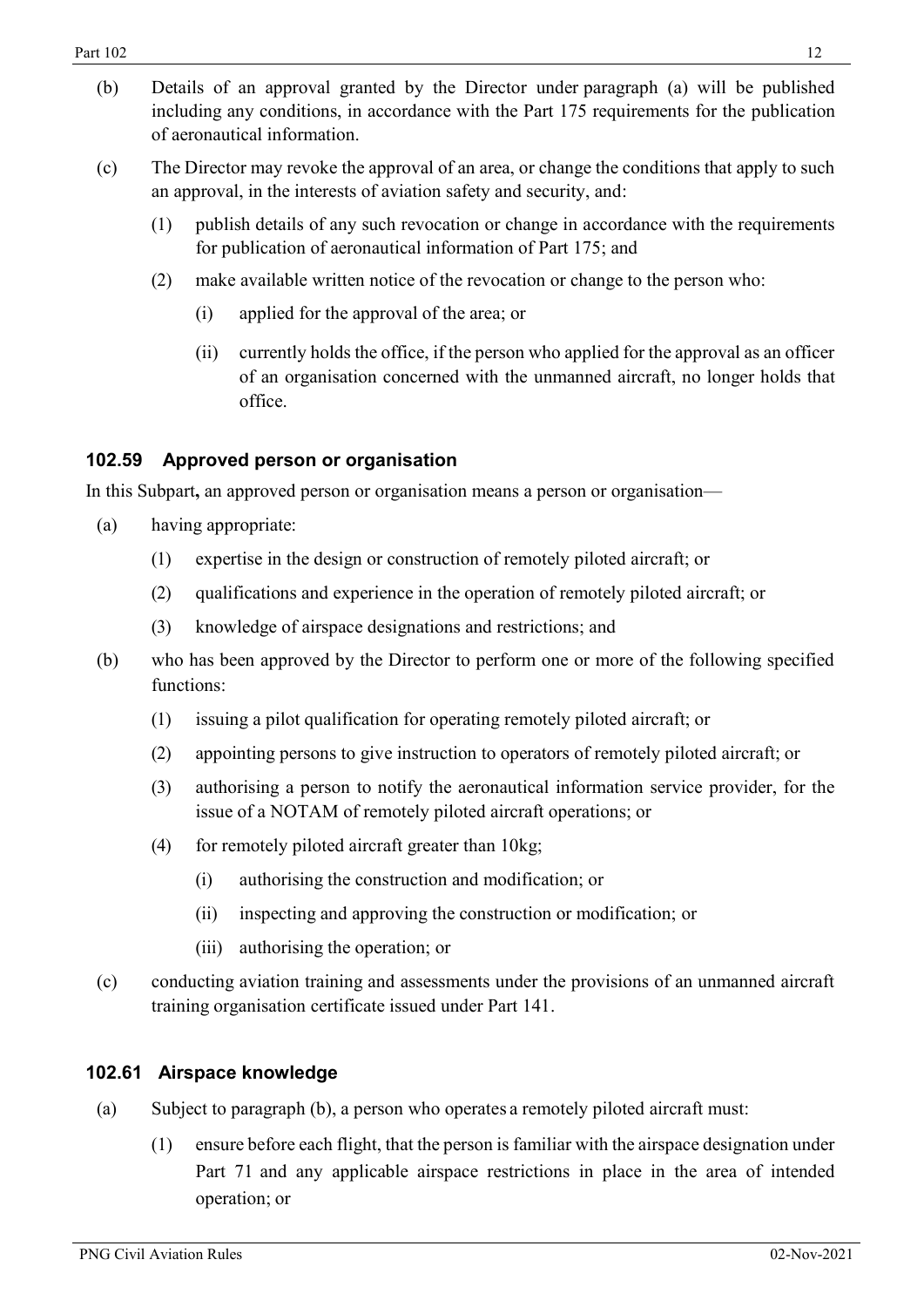(b) Details of an approval granted by the Director under paragraph (a) will be published including any conditions, in accordance with the Part 175 requirements for the publication of aeronautical information.

(c) The Director may revoke the approval of an area, or change the conditions that apply to such an approval, in the interests of aviation safety and security, and:

  (1) publish details of any such revocation or change in accordance with the requirements for publication of aeronautical information of Part 175; and

  (2) make available written notice of the revocation or change to the person who:

    (i) applied for the approval of the area; or

    (ii) currently holds the office, if the person who applied for the approval as an officer of an organisation concerned with the unmanned aircraft, no longer holds that office.

### 102.59 Approved person or organisation

In this Subpart**,** an approved person or organisation means a person or organisation—

(a) having appropriate:

  (1) expertise in the design or construction of remotely piloted aircraft; or

  (2) qualifications and experience in the operation of remotely piloted aircraft; or

  (3) knowledge of airspace designations and restrictions; and

(b) who has been approved by the Director to perform one or more of the following specified functions:

  (1) issuing a pilot qualification for operating remotely piloted aircraft; or

  (2) appointing persons to give instruction to operators of remotely piloted aircraft; or

  (3) authorising a person to notify the aeronautical information service provider, for the issue of a NOTAM of remotely piloted aircraft operations; or

  (4) for remotely piloted aircraft greater than 10kg;

    (i) authorising the construction and modification; or

    (ii) inspecting and approving the construction or modification; or

    (iii) authorising the operation; or

(c) conducting aviation training and assessments under the provisions of an unmanned aircraft training organisation certificate issued under Part 141.

### 102.61 Airspace knowledge

(a) Subject to paragraph (b), a person who operates a remotely piloted aircraft must:

  (1) ensure before each flight, that the person is familiar with the airspace designation under Part 71 and any applicable airspace restrictions in place in the area of intended operation; or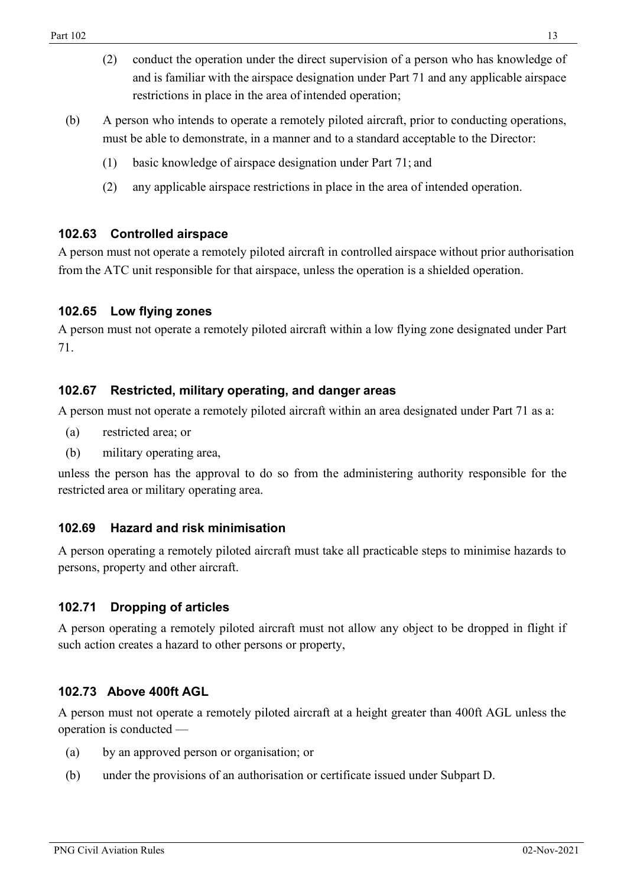(2) conduct the operation under the direct supervision of a person who has knowledge of and is familiar with the airspace designation under Part 71 and any applicable airspace restrictions in place in the area of intended operation;

(b) A person who intends to operate a remotely piloted aircraft, prior to conducting operations, must be able to demonstrate, in a manner and to a standard acceptable to the Director:

(1) basic knowledge of airspace designation under Part 71; and

(2) any applicable airspace restrictions in place in the area of intended operation.

### 102.63 Controlled airspace

A person must not operate a remotely piloted aircraft in controlled airspace without prior authorisation from the ATC unit responsible for that airspace, unless the operation is a shielded operation.

### 102.65 Low flying zones

A person must not operate a remotely piloted aircraft within a low flying zone designated under Part 71.

### 102.67 Restricted, military operating, and danger areas

A person must not operate a remotely piloted aircraft within an area designated under Part 71 as a:

(a) restricted area; or

(b) military operating area,

unless the person has the approval to do so from the administering authority responsible for the restricted area or military operating area.

### 102.69 Hazard and risk minimisation

A person operating a remotely piloted aircraft must take all practicable steps to minimise hazards to persons, property and other aircraft.

### 102.71 Dropping of articles

A person operating a remotely piloted aircraft must not allow any object to be dropped in flight if such action creates a hazard to other persons or property,

### 102.73 Above 400ft AGL

A person must not operate a remotely piloted aircraft at a height greater than 400ft AGL unless the operation is conducted —

(a) by an approved person or organisation; or

(b) under the provisions of an authorisation or certificate issued under Subpart D.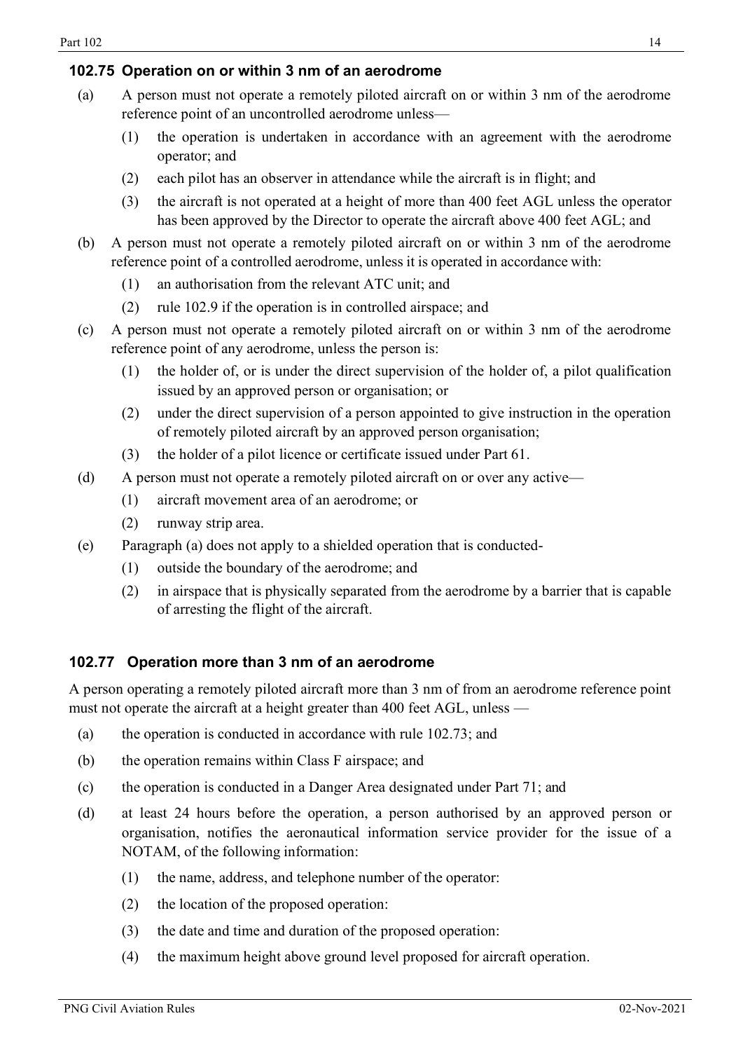### 102.75 Operation on or within 3 nm of an aerodrome

(a) A person must not operate a remotely piloted aircraft on or within 3 nm of the aerodrome reference point of an uncontrolled aerodrome unless—

  (1) the operation is undertaken in accordance with an agreement with the aerodrome operator; and

  (2) each pilot has an observer in attendance while the aircraft is in flight; and

  (3) the aircraft is not operated at a height of more than 400 feet AGL unless the operator has been approved by the Director to operate the aircraft above 400 feet AGL; and

(b) A person must not operate a remotely piloted aircraft on or within 3 nm of the aerodrome reference point of a controlled aerodrome, unless it is operated in accordance with:

  (1) an authorisation from the relevant ATC unit; and

  (2) rule 102.9 if the operation is in controlled airspace; and

(c) A person must not operate a remotely piloted aircraft on or within 3 nm of the aerodrome reference point of any aerodrome, unless the person is:

  (1) the holder of, or is under the direct supervision of the holder of, a pilot qualification issued by an approved person or organisation; or

  (2) under the direct supervision of a person appointed to give instruction in the operation of remotely piloted aircraft by an approved person organisation;

  (3) the holder of a pilot licence or certificate issued under Part 61.

(d) A person must not operate a remotely piloted aircraft on or over any active—

  (1) aircraft movement area of an aerodrome; or

  (2) runway strip area.

(e) Paragraph (a) does not apply to a shielded operation that is conducted-

  (1) outside the boundary of the aerodrome; and

  (2) in airspace that is physically separated from the aerodrome by a barrier that is capable of arresting the flight of the aircraft.

### 102.77 Operation more than 3 nm of an aerodrome

A person operating a remotely piloted aircraft more than 3 nm of from an aerodrome reference point must not operate the aircraft at a height greater than 400 feet AGL, unless —

(a) the operation is conducted in accordance with rule 102.73; and

(b) the operation remains within Class F airspace; and

(c) the operation is conducted in a Danger Area designated under Part 71; and

(d) at least 24 hours before the operation, a person authorised by an approved person or organisation, notifies the aeronautical information service provider for the issue of a NOTAM, of the following information:

  (1) the name, address, and telephone number of the operator:

  (2) the location of the proposed operation:

  (3) the date and time and duration of the proposed operation:

  (4) the maximum height above ground level proposed for aircraft operation.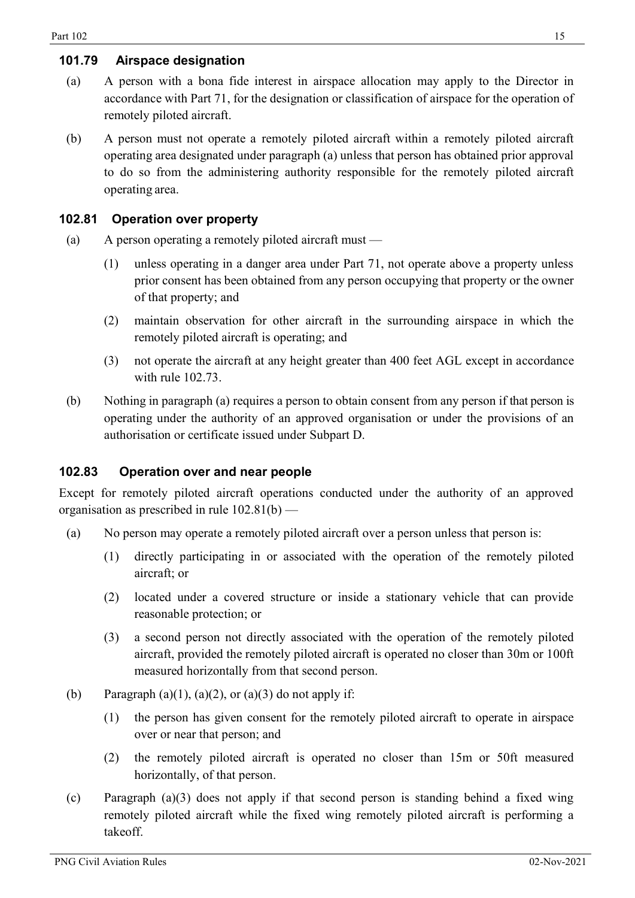### 101.79 Airspace designation

(a) A person with a bona fide interest in airspace allocation may apply to the Director in accordance with Part 71, for the designation or classification of airspace for the operation of remotely piloted aircraft.

(b) A person must not operate a remotely piloted aircraft within a remotely piloted aircraft operating area designated under paragraph (a) unless that person has obtained prior approval to do so from the administering authority responsible for the remotely piloted aircraft operating area.

### 102.81 Operation over property

(a) A person operating a remotely piloted aircraft must —

(1) unless operating in a danger area under Part 71, not operate above a property unless prior consent has been obtained from any person occupying that property or the owner of that property; and

(2) maintain observation for other aircraft in the surrounding airspace in which the remotely piloted aircraft is operating; and

(3) not operate the aircraft at any height greater than 400 feet AGL except in accordance with rule 102.73.

(b) Nothing in paragraph (a) requires a person to obtain consent from any person if that person is operating under the authority of an approved organisation or under the provisions of an authorisation or certificate issued under Subpart D.

### 102.83 Operation over and near people

Except for remotely piloted aircraft operations conducted under the authority of an approved organisation as prescribed in rule 102.81(b) —

(a) No person may operate a remotely piloted aircraft over a person unless that person is:

(1) directly participating in or associated with the operation of the remotely piloted aircraft; or

(2) located under a covered structure or inside a stationary vehicle that can provide reasonable protection; or

(3) a second person not directly associated with the operation of the remotely piloted aircraft, provided the remotely piloted aircraft is operated no closer than 30m or 100ft measured horizontally from that second person.

(b) Paragraph (a)(1), (a)(2), or (a)(3) do not apply if:

(1) the person has given consent for the remotely piloted aircraft to operate in airspace over or near that person; and

(2) the remotely piloted aircraft is operated no closer than 15m or 50ft measured horizontally, of that person.

(c) Paragraph (a)(3) does not apply if that second person is standing behind a fixed wing remotely piloted aircraft while the fixed wing remotely piloted aircraft is performing a takeoff.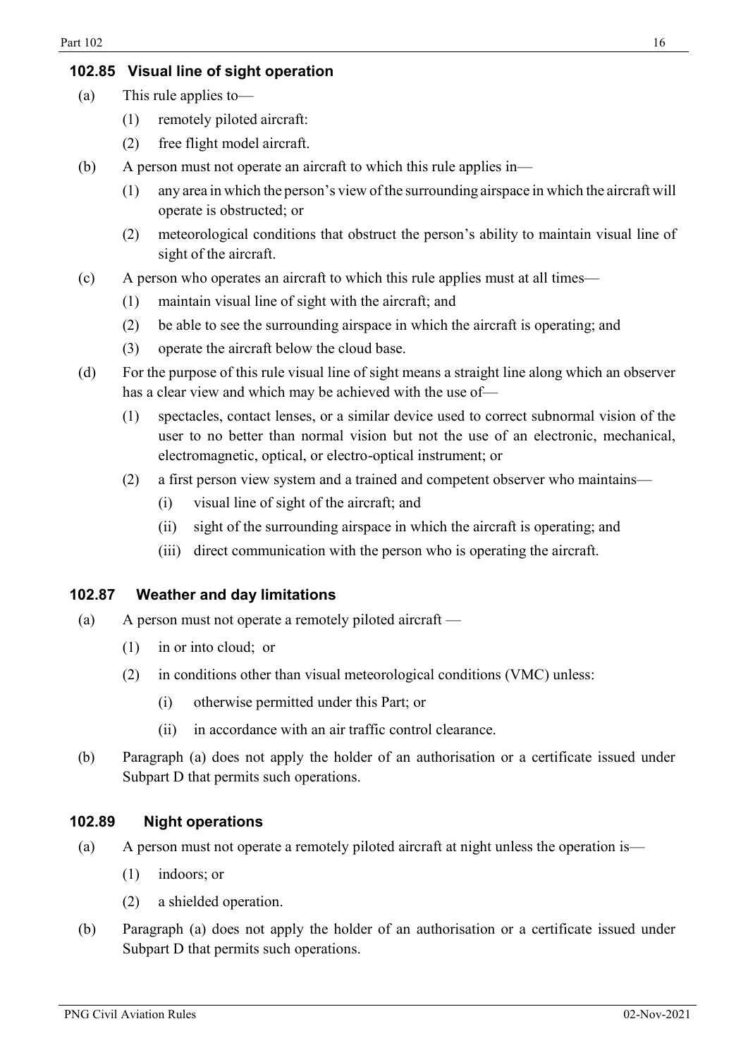### 102.85 Visual line of sight operation

(a) This rule applies to—

(1) remotely piloted aircraft:

(2) free flight model aircraft.

(b) A person must not operate an aircraft to which this rule applies in—

(1) any area in which the person's view of the surrounding airspace in which the aircraft will operate is obstructed; or

(2) meteorological conditions that obstruct the person's ability to maintain visual line of sight of the aircraft.

(c) A person who operates an aircraft to which this rule applies must at all times—

(1) maintain visual line of sight with the aircraft; and

(2) be able to see the surrounding airspace in which the aircraft is operating; and

(3) operate the aircraft below the cloud base.

(d) For the purpose of this rule visual line of sight means a straight line along which an observer has a clear view and which may be achieved with the use of—

(1) spectacles, contact lenses, or a similar device used to correct subnormal vision of the user to no better than normal vision but not the use of an electronic, mechanical, electromagnetic, optical, or electro-optical instrument; or

(2) a first person view system and a trained and competent observer who maintains—

(i) visual line of sight of the aircraft; and

(ii) sight of the surrounding airspace in which the aircraft is operating; and

(iii) direct communication with the person who is operating the aircraft.

### 102.87 Weather and day limitations

(a) A person must not operate a remotely piloted aircraft —

(1) in or into cloud; or

(2) in conditions other than visual meteorological conditions (VMC) unless:

(i) otherwise permitted under this Part; or

(ii) in accordance with an air traffic control clearance.

(b) Paragraph (a) does not apply the holder of an authorisation or a certificate issued under Subpart D that permits such operations.

### 102.89 Night operations

(a) A person must not operate a remotely piloted aircraft at night unless the operation is—

(1) indoors; or

(2) a shielded operation.

(b) Paragraph (a) does not apply the holder of an authorisation or a certificate issued under Subpart D that permits such operations.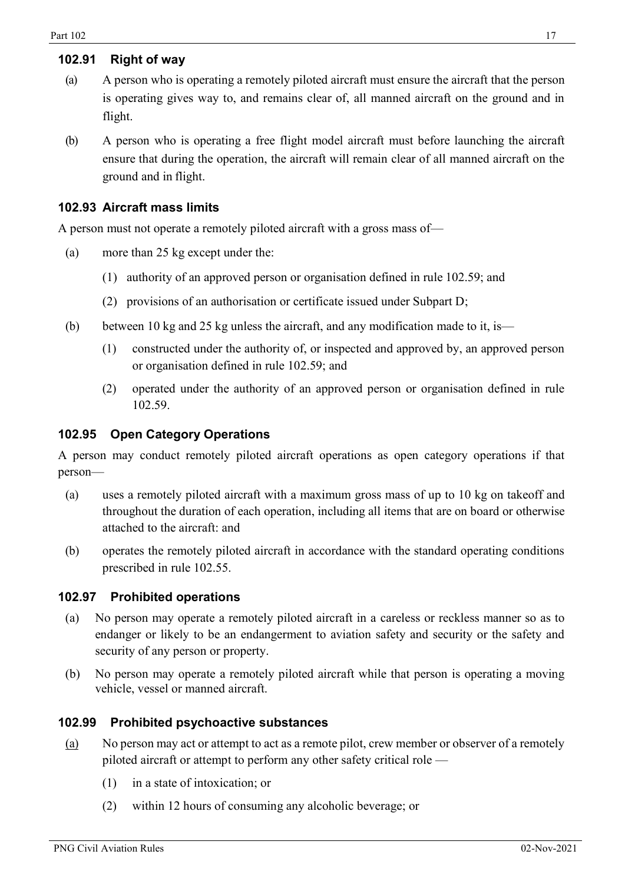### 102.91 Right of way

(a) A person who is operating a remotely piloted aircraft must ensure the aircraft that the person is operating gives way to, and remains clear of, all manned aircraft on the ground and in flight.

(b) A person who is operating a free flight model aircraft must before launching the aircraft ensure that during the operation, the aircraft will remain clear of all manned aircraft on the ground and in flight.

### 102.93 Aircraft mass limits

A person must not operate a remotely piloted aircraft with a gross mass of—

(a) more than 25 kg except under the:

(1) authority of an approved person or organisation defined in rule 102.59; and

(2) provisions of an authorisation or certificate issued under Subpart D;

(b) between 10 kg and 25 kg unless the aircraft, and any modification made to it, is—

(1) constructed under the authority of, or inspected and approved by, an approved person or organisation defined in rule 102.59; and

(2) operated under the authority of an approved person or organisation defined in rule 102.59.

### 102.95 Open Category Operations

A person may conduct remotely piloted aircraft operations as open category operations if that person—

(a) uses a remotely piloted aircraft with a maximum gross mass of up to 10 kg on takeoff and throughout the duration of each operation, including all items that are on board or otherwise attached to the aircraft: and

(b) operates the remotely piloted aircraft in accordance with the standard operating conditions prescribed in rule 102.55.

### 102.97 Prohibited operations

(a) No person may operate a remotely piloted aircraft in a careless or reckless manner so as to endanger or likely to be an endangerment to aviation safety and security or the safety and security of any person or property.

(b) No person may operate a remotely piloted aircraft while that person is operating a moving vehicle, vessel or manned aircraft.

### 102.99 Prohibited psychoactive substances

(a) No person may act or attempt to act as a remote pilot, crew member or observer of a remotely piloted aircraft or attempt to perform any other safety critical role —

(1) in a state of intoxication; or

(2) within 12 hours of consuming any alcoholic beverage; or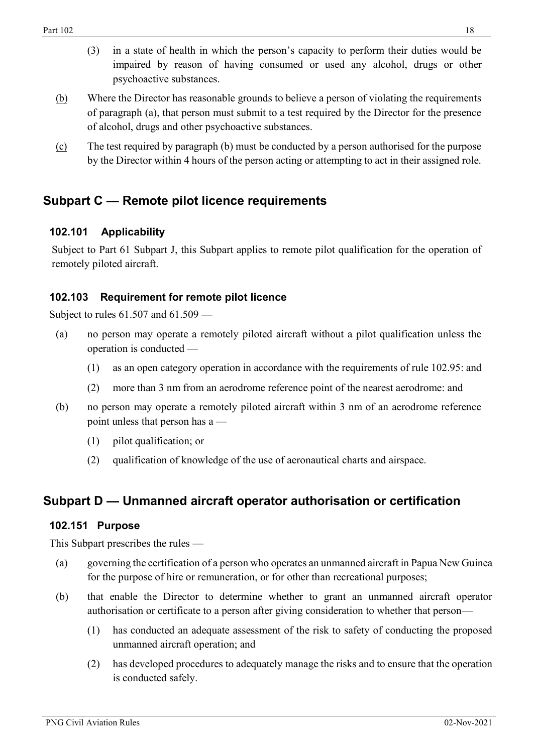(3) in a state of health in which the person's capacity to perform their duties would be impaired by reason of having consumed or used any alcohol, drugs or other psychoactive substances.

(b) Where the Director has reasonable grounds to believe a person of violating the requirements of paragraph (a), that person must submit to a test required by the Director for the presence of alcohol, drugs and other psychoactive substances.

(c) The test required by paragraph (b) must be conducted by a person authorised for the purpose by the Director within 4 hours of the person acting or attempting to act in their assigned role.

## Subpart C — Remote pilot licence requirements

### 102.101 Applicability

Subject to Part 61 Subpart J, this Subpart applies to remote pilot qualification for the operation of remotely piloted aircraft.

### 102.103 Requirement for remote pilot licence

Subject to rules 61.507 and 61.509 —

(a) no person may operate a remotely piloted aircraft without a pilot qualification unless the operation is conducted —

 (1) as an open category operation in accordance with the requirements of rule 102.95: and

 (2) more than 3 nm from an aerodrome reference point of the nearest aerodrome: and

(b) no person may operate a remotely piloted aircraft within 3 nm of an aerodrome reference point unless that person has a —

 (1) pilot qualification; or

 (2) qualification of knowledge of the use of aeronautical charts and airspace.

## Subpart D — Unmanned aircraft operator authorisation or certification

### 102.151 Purpose

This Subpart prescribes the rules —

(a) governing the certification of a person who operates an unmanned aircraft in Papua New Guinea for the purpose of hire or remuneration, or for other than recreational purposes;

(b) that enable the Director to determine whether to grant an unmanned aircraft operator authorisation or certificate to a person after giving consideration to whether that person—

 (1) has conducted an adequate assessment of the risk to safety of conducting the proposed unmanned aircraft operation; and

 (2) has developed procedures to adequately manage the risks and to ensure that the operation is conducted safely.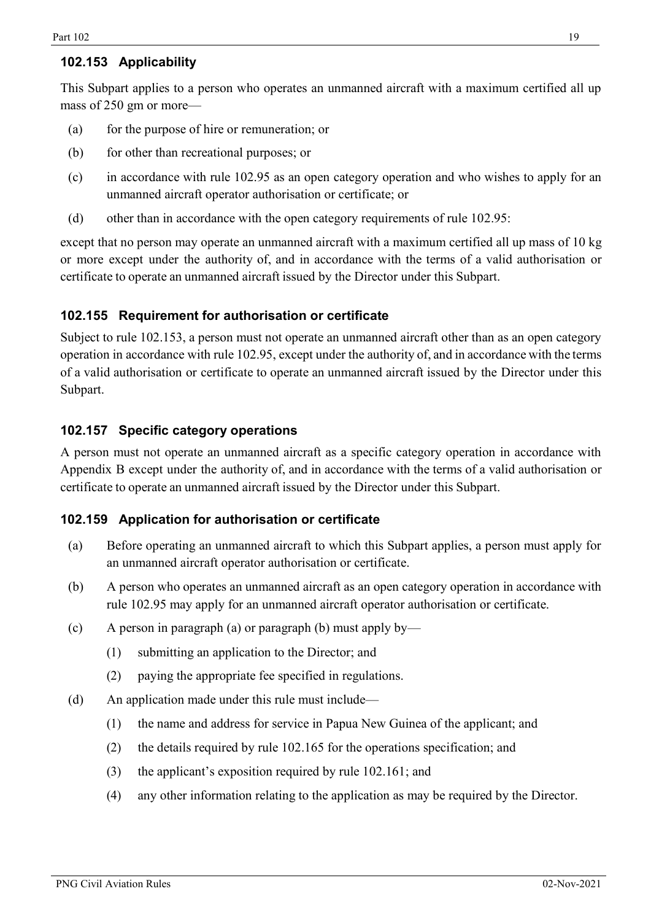### 102.153 Applicability

This Subpart applies to a person who operates an unmanned aircraft with a maximum certified all up mass of 250 gm or more—

(a) for the purpose of hire or remuneration; or

(b) for other than recreational purposes; or

(c) in accordance with rule 102.95 as an open category operation and who wishes to apply for an unmanned aircraft operator authorisation or certificate; or

(d) other than in accordance with the open category requirements of rule 102.95:

except that no person may operate an unmanned aircraft with a maximum certified all up mass of 10 kg or more except under the authority of, and in accordance with the terms of a valid authorisation or certificate to operate an unmanned aircraft issued by the Director under this Subpart.

### 102.155 Requirement for authorisation or certificate

Subject to rule 102.153, a person must not operate an unmanned aircraft other than as an open category operation in accordance with rule 102.95, except under the authority of, and in accordance with the terms of a valid authorisation or certificate to operate an unmanned aircraft issued by the Director under this Subpart.

### 102.157 Specific category operations

A person must not operate an unmanned aircraft as a specific category operation in accordance with Appendix B except under the authority of, and in accordance with the terms of a valid authorisation or certificate to operate an unmanned aircraft issued by the Director under this Subpart.

### 102.159 Application for authorisation or certificate

(a) Before operating an unmanned aircraft to which this Subpart applies, a person must apply for an unmanned aircraft operator authorisation or certificate.

(b) A person who operates an unmanned aircraft as an open category operation in accordance with rule 102.95 may apply for an unmanned aircraft operator authorisation or certificate.

(c) A person in paragraph (a) or paragraph (b) must apply by—

  (1) submitting an application to the Director; and

  (2) paying the appropriate fee specified in regulations.

(d) An application made under this rule must include—

  (1) the name and address for service in Papua New Guinea of the applicant; and

  (2) the details required by rule 102.165 for the operations specification; and

  (3) the applicant's exposition required by rule 102.161; and

  (4) any other information relating to the application as may be required by the Director.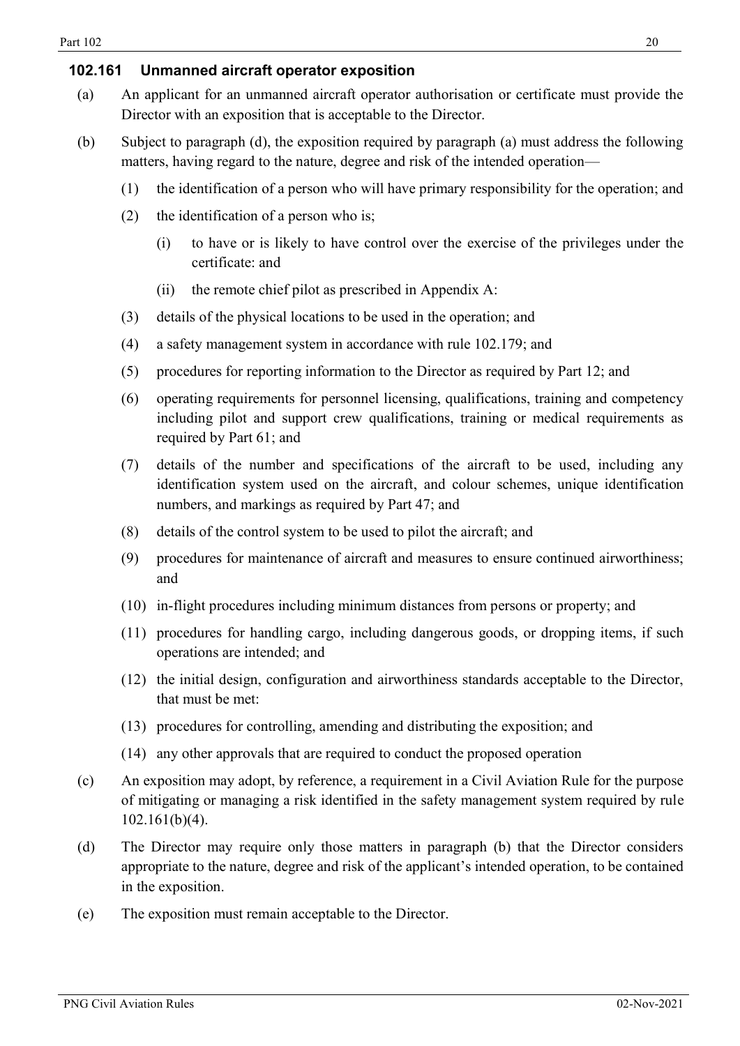### 102.161 Unmanned aircraft operator exposition

(a) An applicant for an unmanned aircraft operator authorisation or certificate must provide the Director with an exposition that is acceptable to the Director.

(b) Subject to paragraph (d), the exposition required by paragraph (a) must address the following matters, having regard to the nature, degree and risk of the intended operation—

  (1) the identification of a person who will have primary responsibility for the operation; and

  (2) the identification of a person who is;

    (i) to have or is likely to have control over the exercise of the privileges under the certificate: and

    (ii) the remote chief pilot as prescribed in Appendix A:

  (3) details of the physical locations to be used in the operation; and

  (4) a safety management system in accordance with rule 102.179; and

  (5) procedures for reporting information to the Director as required by Part 12; and

  (6) operating requirements for personnel licensing, qualifications, training and competency including pilot and support crew qualifications, training or medical requirements as required by Part 61; and

  (7) details of the number and specifications of the aircraft to be used, including any identification system used on the aircraft, and colour schemes, unique identification numbers, and markings as required by Part 47; and

  (8) details of the control system to be used to pilot the aircraft; and

  (9) procedures for maintenance of aircraft and measures to ensure continued airworthiness; and

  (10) in-flight procedures including minimum distances from persons or property; and

  (11) procedures for handling cargo, including dangerous goods, or dropping items, if such operations are intended; and

  (12) the initial design, configuration and airworthiness standards acceptable to the Director, that must be met:

  (13) procedures for controlling, amending and distributing the exposition; and

  (14) any other approvals that are required to conduct the proposed operation

(c) An exposition may adopt, by reference, a requirement in a Civil Aviation Rule for the purpose of mitigating or managing a risk identified in the safety management system required by rule 102.161(b)(4).

(d) The Director may require only those matters in paragraph (b) that the Director considers appropriate to the nature, degree and risk of the applicant's intended operation, to be contained in the exposition.

(e) The exposition must remain acceptable to the Director.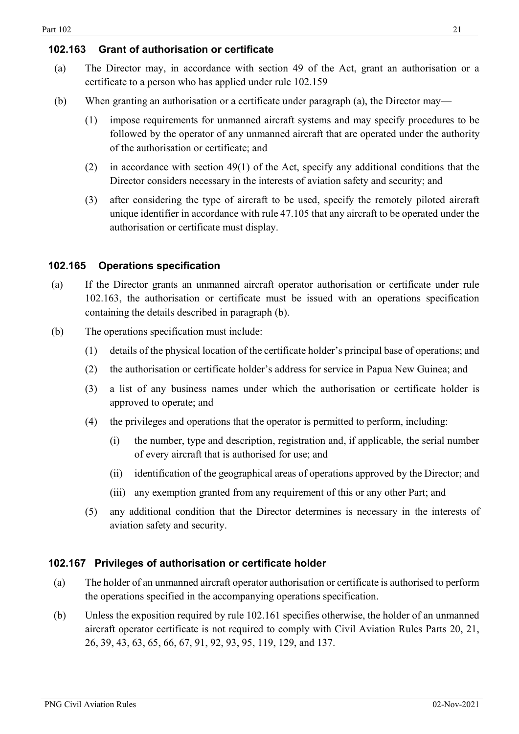### 102.163 Grant of authorisation or certificate

(a) The Director may, in accordance with section 49 of the Act, grant an authorisation or a certificate to a person who has applied under rule 102.159

(b) When granting an authorisation or a certificate under paragraph (a), the Director may—

   (1) impose requirements for unmanned aircraft systems and may specify procedures to be followed by the operator of any unmanned aircraft that are operated under the authority of the authorisation or certificate; and

   (2) in accordance with section 49(1) of the Act, specify any additional conditions that the Director considers necessary in the interests of aviation safety and security; and

   (3) after considering the type of aircraft to be used, specify the remotely piloted aircraft unique identifier in accordance with rule 47.105 that any aircraft to be operated under the authorisation or certificate must display.

### 102.165 Operations specification

(a) If the Director grants an unmanned aircraft operator authorisation or certificate under rule 102.163, the authorisation or certificate must be issued with an operations specification containing the details described in paragraph (b).

(b) The operations specification must include:

   (1) details of the physical location of the certificate holder's principal base of operations; and

   (2) the authorisation or certificate holder's address for service in Papua New Guinea; and

   (3) a list of any business names under which the authorisation or certificate holder is approved to operate; and

   (4) the privileges and operations that the operator is permitted to perform, including:

      (i) the number, type and description, registration and, if applicable, the serial number of every aircraft that is authorised for use; and

      (ii) identification of the geographical areas of operations approved by the Director; and

      (iii) any exemption granted from any requirement of this or any other Part; and

   (5) any additional condition that the Director determines is necessary in the interests of aviation safety and security.

### 102.167 Privileges of authorisation or certificate holder

(a) The holder of an unmanned aircraft operator authorisation or certificate is authorised to perform the operations specified in the accompanying operations specification.

(b) Unless the exposition required by rule 102.161 specifies otherwise, the holder of an unmanned aircraft operator certificate is not required to comply with Civil Aviation Rules Parts 20, 21, 26, 39, 43, 63, 65, 66, 67, 91, 92, 93, 95, 119, 129, and 137.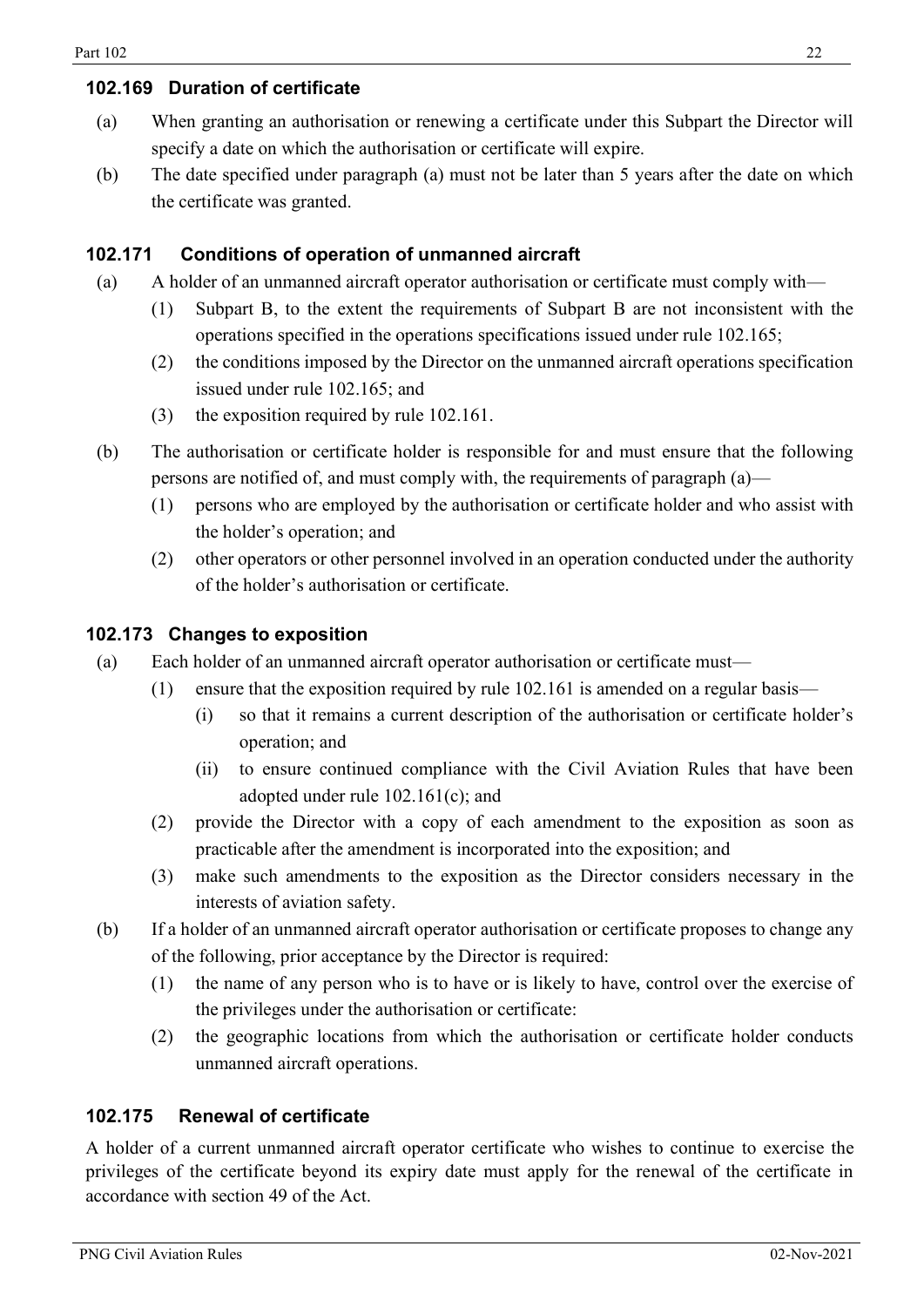### 102.169 Duration of certificate

(a) When granting an authorisation or renewing a certificate under this Subpart the Director will specify a date on which the authorisation or certificate will expire.

(b) The date specified under paragraph (a) must not be later than 5 years after the date on which the certificate was granted.

### 102.171 Conditions of operation of unmanned aircraft

(a) A holder of an unmanned aircraft operator authorisation or certificate must comply with—

  (1) Subpart B, to the extent the requirements of Subpart B are not inconsistent with the operations specified in the operations specifications issued under rule 102.165;

  (2) the conditions imposed by the Director on the unmanned aircraft operations specification issued under rule 102.165; and

  (3) the exposition required by rule 102.161.

(b) The authorisation or certificate holder is responsible for and must ensure that the following persons are notified of, and must comply with, the requirements of paragraph (a)—

  (1) persons who are employed by the authorisation or certificate holder and who assist with the holder's operation; and

  (2) other operators or other personnel involved in an operation conducted under the authority of the holder's authorisation or certificate.

### 102.173 Changes to exposition

(a) Each holder of an unmanned aircraft operator authorisation or certificate must—

  (1) ensure that the exposition required by rule 102.161 is amended on a regular basis—

    (i) so that it remains a current description of the authorisation or certificate holder's operation; and

    (ii) to ensure continued compliance with the Civil Aviation Rules that have been adopted under rule 102.161(c); and

  (2) provide the Director with a copy of each amendment to the exposition as soon as practicable after the amendment is incorporated into the exposition; and

  (3) make such amendments to the exposition as the Director considers necessary in the interests of aviation safety.

(b) If a holder of an unmanned aircraft operator authorisation or certificate proposes to change any of the following, prior acceptance by the Director is required:

  (1) the name of any person who is to have or is likely to have, control over the exercise of the privileges under the authorisation or certificate:

  (2) the geographic locations from which the authorisation or certificate holder conducts unmanned aircraft operations.

### 102.175 Renewal of certificate

A holder of a current unmanned aircraft operator certificate who wishes to continue to exercise the privileges of the certificate beyond its expiry date must apply for the renewal of the certificate in accordance with section 49 of the Act.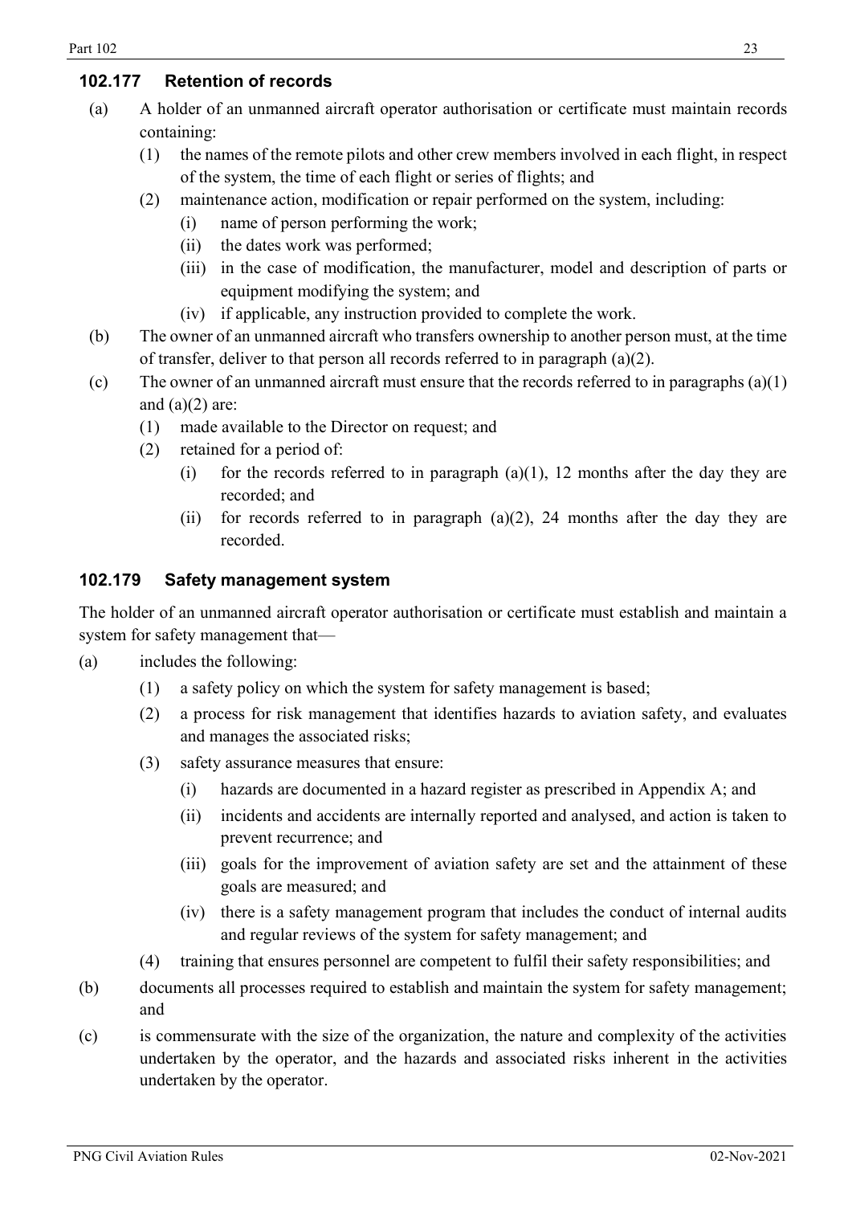### 102.177 Retention of records

(a) A holder of an unmanned aircraft operator authorisation or certificate must maintain records containing:

  (1) the names of the remote pilots and other crew members involved in each flight, in respect of the system, the time of each flight or series of flights; and

  (2) maintenance action, modification or repair performed on the system, including:

    (i) name of person performing the work;

    (ii) the dates work was performed;

    (iii) in the case of modification, the manufacturer, model and description of parts or equipment modifying the system; and

    (iv) if applicable, any instruction provided to complete the work.

(b) The owner of an unmanned aircraft who transfers ownership to another person must, at the time of transfer, deliver to that person all records referred to in paragraph (a)(2).

(c) The owner of an unmanned aircraft must ensure that the records referred to in paragraphs (a)(1) and (a)(2) are:

  (1) made available to the Director on request; and

  (2) retained for a period of:

    (i) for the records referred to in paragraph (a)(1), 12 months after the day they are recorded; and

    (ii) for records referred to in paragraph (a)(2), 24 months after the day they are recorded.

### 102.179 Safety management system

The holder of an unmanned aircraft operator authorisation or certificate must establish and maintain a system for safety management that—

(a) includes the following:

  (1) a safety policy on which the system for safety management is based;

  (2) a process for risk management that identifies hazards to aviation safety, and evaluates and manages the associated risks;

  (3) safety assurance measures that ensure:

    (i) hazards are documented in a hazard register as prescribed in Appendix A; and

    (ii) incidents and accidents are internally reported and analysed, and action is taken to prevent recurrence; and

    (iii) goals for the improvement of aviation safety are set and the attainment of these goals are measured; and

    (iv) there is a safety management program that includes the conduct of internal audits and regular reviews of the system for safety management; and

  (4) training that ensures personnel are competent to fulfil their safety responsibilities; and

(b) documents all processes required to establish and maintain the system for safety management; and

(c) is commensurate with the size of the organization, the nature and complexity of the activities undertaken by the operator, and the hazards and associated risks inherent in the activities undertaken by the operator.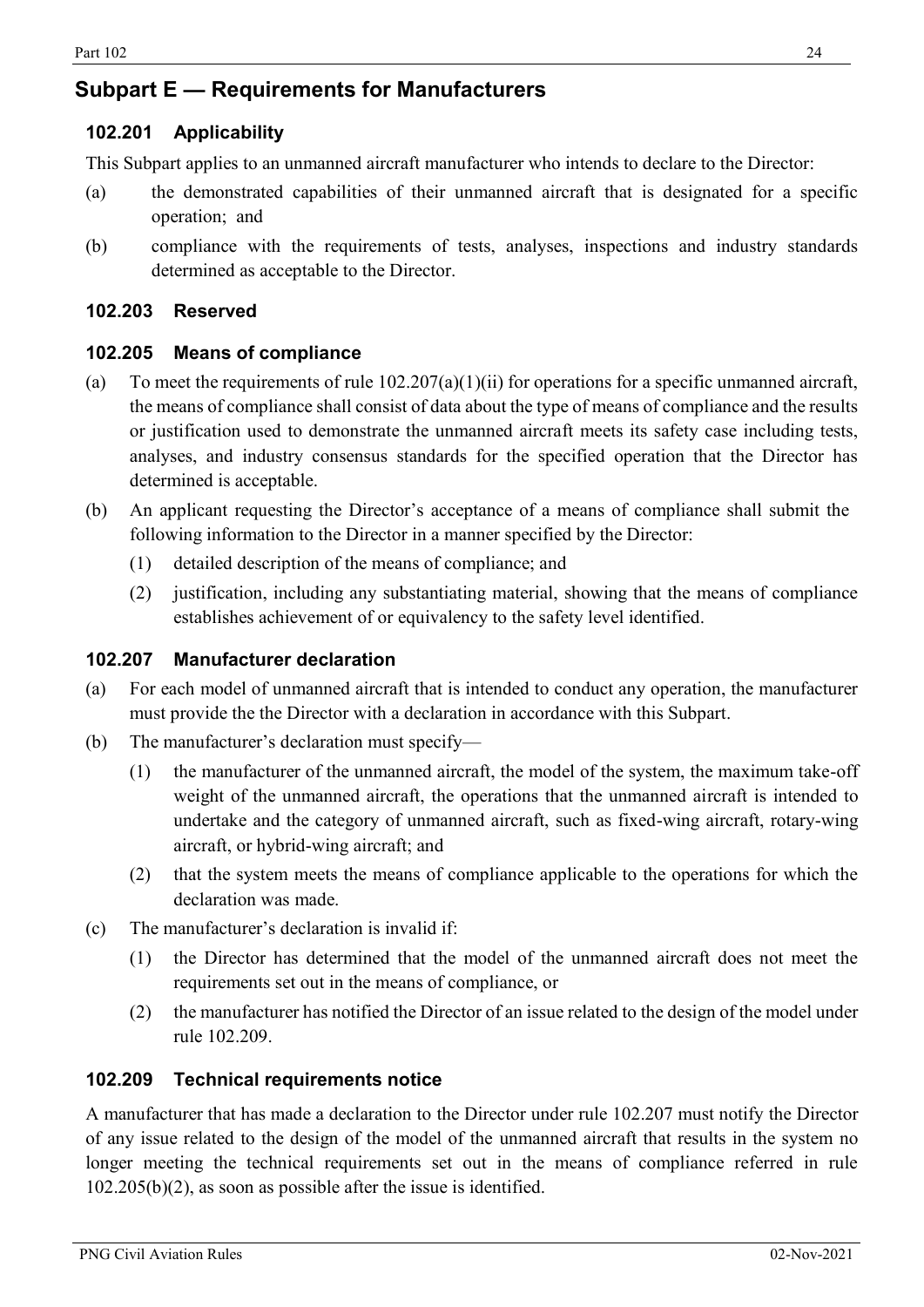## Subpart E — Requirements for Manufacturers

### 102.201 Applicability

This Subpart applies to an unmanned aircraft manufacturer who intends to declare to the Director:

(a) the demonstrated capabilities of their unmanned aircraft that is designated for a specific operation; and

(b) compliance with the requirements of tests, analyses, inspections and industry standards determined as acceptable to the Director.

### 102.203 Reserved

### 102.205 Means of compliance

(a) To meet the requirements of rule 102.207(a)(1)(ii) for operations for a specific unmanned aircraft, the means of compliance shall consist of data about the type of means of compliance and the results or justification used to demonstrate the unmanned aircraft meets its safety case including tests, analyses, and industry consensus standards for the specified operation that the Director has determined is acceptable.

(b) An applicant requesting the Director's acceptance of a means of compliance shall submit the following information to the Director in a manner specified by the Director:

  (1) detailed description of the means of compliance; and

  (2) justification, including any substantiating material, showing that the means of compliance establishes achievement of or equivalency to the safety level identified.

### 102.207 Manufacturer declaration

(a) For each model of unmanned aircraft that is intended to conduct any operation, the manufacturer must provide the the Director with a declaration in accordance with this Subpart.

(b) The manufacturer's declaration must specify—

  (1) the manufacturer of the unmanned aircraft, the model of the system, the maximum take-off weight of the unmanned aircraft, the operations that the unmanned aircraft is intended to undertake and the category of unmanned aircraft, such as fixed-wing aircraft, rotary-wing aircraft, or hybrid-wing aircraft; and

  (2) that the system meets the means of compliance applicable to the operations for which the declaration was made.

(c) The manufacturer's declaration is invalid if:

  (1) the Director has determined that the model of the unmanned aircraft does not meet the requirements set out in the means of compliance, or

  (2) the manufacturer has notified the Director of an issue related to the design of the model under rule 102.209.

### 102.209 Technical requirements notice

A manufacturer that has made a declaration to the Director under rule 102.207 must notify the Director of any issue related to the design of the model of the unmanned aircraft that results in the system no longer meeting the technical requirements set out in the means of compliance referred in rule 102.205(b)(2), as soon as possible after the issue is identified.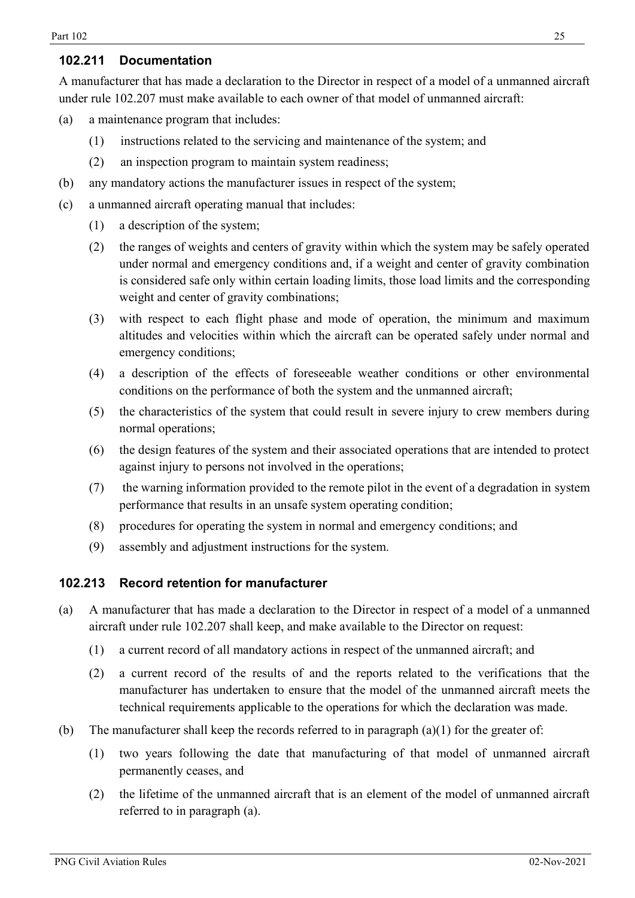### 102.211 Documentation

A manufacturer that has made a declaration to the Director in respect of a model of a unmanned aircraft under rule 102.207 must make available to each owner of that model of unmanned aircraft:

(a) a maintenance program that includes:

  (1) instructions related to the servicing and maintenance of the system; and

  (2) an inspection program to maintain system readiness;

(b) any mandatory actions the manufacturer issues in respect of the system;

(c) a unmanned aircraft operating manual that includes:

  (1) a description of the system;

  (2) the ranges of weights and centers of gravity within which the system may be safely operated under normal and emergency conditions and, if a weight and center of gravity combination is considered safe only within certain loading limits, those load limits and the corresponding weight and center of gravity combinations;

  (3) with respect to each flight phase and mode of operation, the minimum and maximum altitudes and velocities within which the aircraft can be operated safely under normal and emergency conditions;

  (4) a description of the effects of foreseeable weather conditions or other environmental conditions on the performance of both the system and the unmanned aircraft;

  (5) the characteristics of the system that could result in severe injury to crew members during normal operations;

  (6) the design features of the system and their associated operations that are intended to protect against injury to persons not involved in the operations;

  (7) the warning information provided to the remote pilot in the event of a degradation in system performance that results in an unsafe system operating condition;

  (8) procedures for operating the system in normal and emergency conditions; and

  (9) assembly and adjustment instructions for the system.

### 102.213 Record retention for manufacturer

(a) A manufacturer that has made a declaration to the Director in respect of a model of a unmanned aircraft under rule 102.207 shall keep, and make available to the Director on request:

  (1) a current record of all mandatory actions in respect of the unmanned aircraft; and

  (2) a current record of the results of and the reports related to the verifications that the manufacturer has undertaken to ensure that the model of the unmanned aircraft meets the technical requirements applicable to the operations for which the declaration was made.

(b) The manufacturer shall keep the records referred to in paragraph (a)(1) for the greater of:

  (1) two years following the date that manufacturing of that model of unmanned aircraft permanently ceases, and

  (2) the lifetime of the unmanned aircraft that is an element of the model of unmanned aircraft referred to in paragraph (a).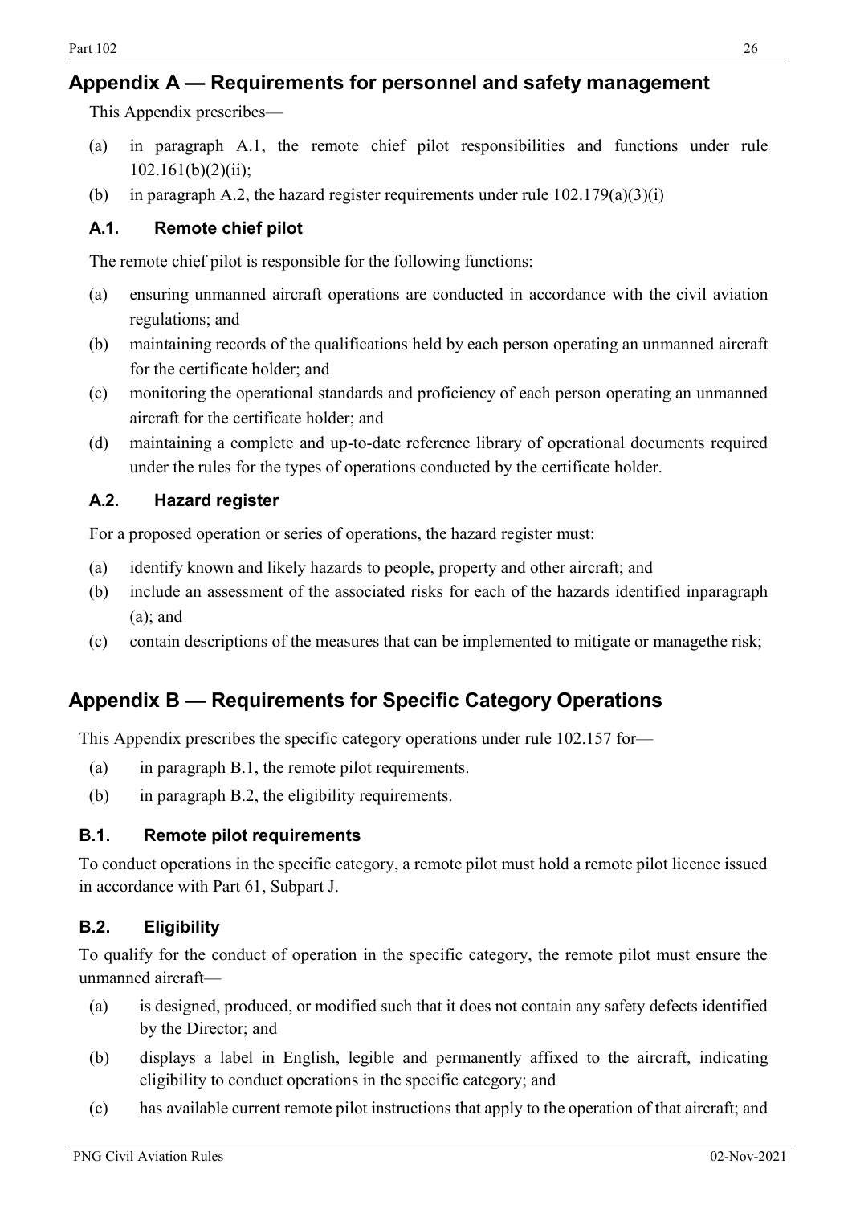## Appendix A — Requirements for personnel and safety management

This Appendix prescribes—

(a) in paragraph A.1, the remote chief pilot responsibilities and functions under rule 102.161(b)(2)(ii);

(b) in paragraph A.2, the hazard register requirements under rule 102.179(a)(3)(i)

### A.1. Remote chief pilot

The remote chief pilot is responsible for the following functions:

(a) ensuring unmanned aircraft operations are conducted in accordance with the civil aviation regulations; and

(b) maintaining records of the qualifications held by each person operating an unmanned aircraft for the certificate holder; and

(c) monitoring the operational standards and proficiency of each person operating an unmanned aircraft for the certificate holder; and

(d) maintaining a complete and up-to-date reference library of operational documents required under the rules for the types of operations conducted by the certificate holder.

### A.2. Hazard register

For a proposed operation or series of operations, the hazard register must:

(a) identify known and likely hazards to people, property and other aircraft; and

(b) include an assessment of the associated risks for each of the hazards identified inparagraph (a); and

(c) contain descriptions of the measures that can be implemented to mitigate or managethe risk;

## Appendix B — Requirements for Specific Category Operations

This Appendix prescribes the specific category operations under rule 102.157 for—

(a) in paragraph B.1, the remote pilot requirements.

(b) in paragraph B.2, the eligibility requirements.

### B.1. Remote pilot requirements

To conduct operations in the specific category, a remote pilot must hold a remote pilot licence issued in accordance with Part 61, Subpart J.

### B.2. Eligibility

To qualify for the conduct of operation in the specific category, the remote pilot must ensure the unmanned aircraft—

(a) is designed, produced, or modified such that it does not contain any safety defects identified by the Director; and

(b) displays a label in English, legible and permanently affixed to the aircraft, indicating eligibility to conduct operations in the specific category; and

(c) has available current remote pilot instructions that apply to the operation of that aircraft; and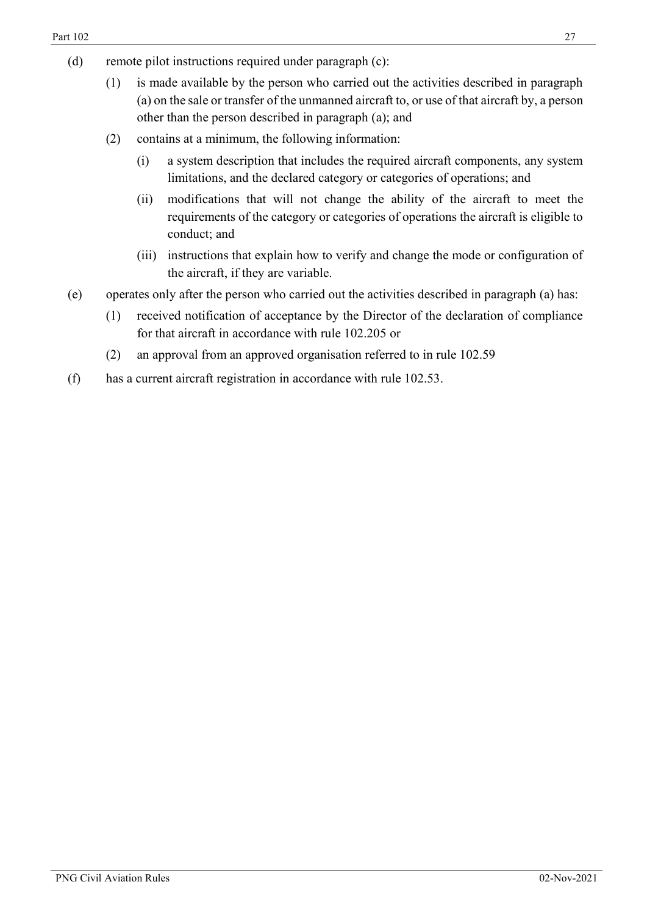(d) remote pilot instructions required under paragraph (c):

  (1) is made available by the person who carried out the activities described in paragraph (a) on the sale or transfer of the unmanned aircraft to, or use of that aircraft by, a person other than the person described in paragraph (a); and

  (2) contains at a minimum, the following information:

    (i) a system description that includes the required aircraft components, any system limitations, and the declared category or categories of operations; and

    (ii) modifications that will not change the ability of the aircraft to meet the requirements of the category or categories of operations the aircraft is eligible to conduct; and

    (iii) instructions that explain how to verify and change the mode or configuration of the aircraft, if they are variable.

(e) operates only after the person who carried out the activities described in paragraph (a) has:

  (1) received notification of acceptance by the Director of the declaration of compliance for that aircraft in accordance with rule 102.205 or

  (2) an approval from an approved organisation referred to in rule 102.59

(f) has a current aircraft registration in accordance with rule 102.53.